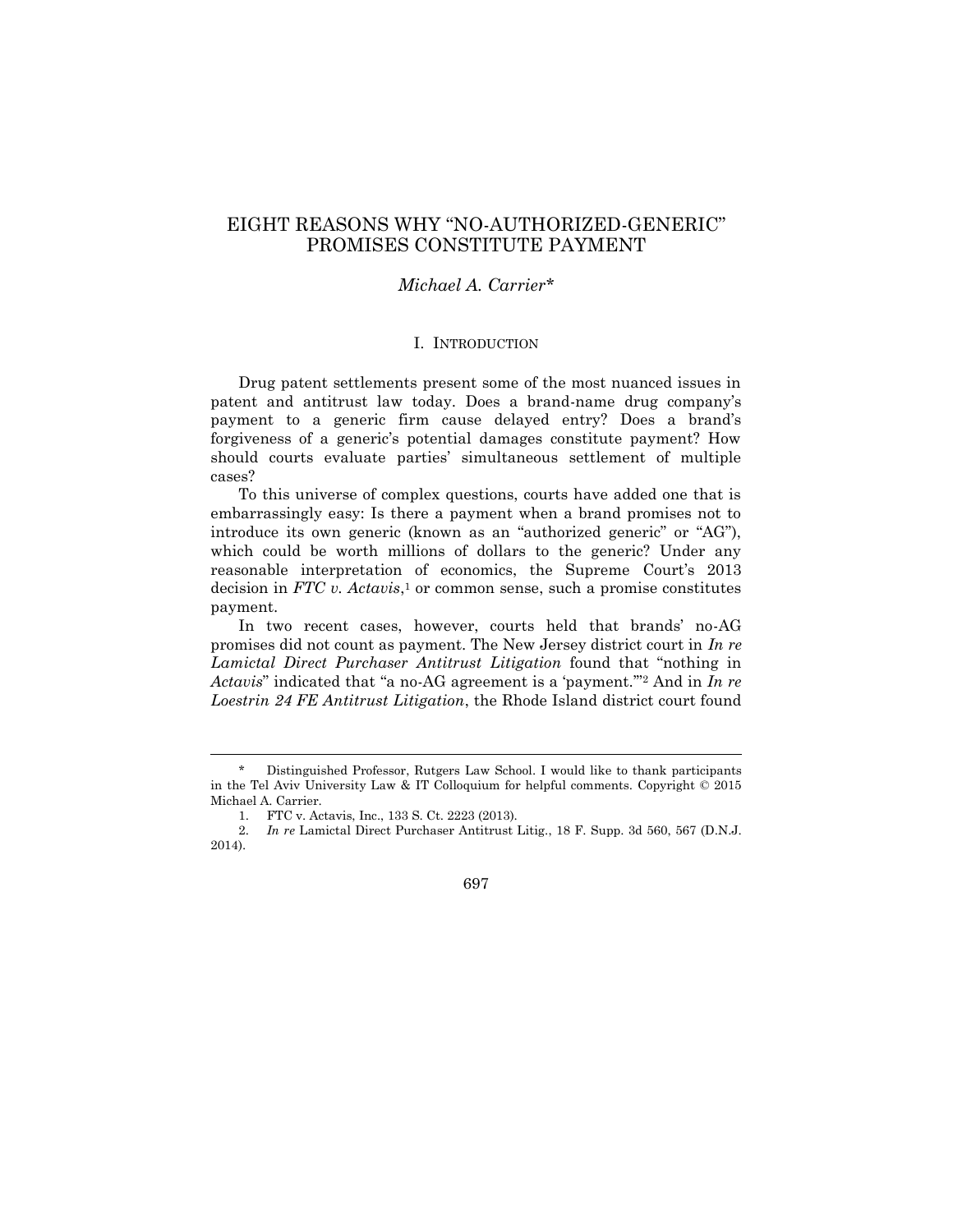# EIGHT REASONS WHY "NO-AUTHORIZED-GENERIC" PROMISES CONSTITUTE PAYMENT

*Michael A. Carrier**

## I. INTRODUCTION

Drug patent settlements present some of the most nuanced issues in patent and antitrust law today. Does a brand-name drug company's payment to a generic firm cause delayed entry? Does a brand's forgiveness of a generic's potential damages constitute payment? How should courts evaluate parties' simultaneous settlement of multiple cases?

To this universe of complex questions, courts have added one that is embarrassingly easy: Is there a payment when a brand promises not to introduce its own generic (known as an "authorized generic" or "AG"), which could be worth millions of dollars to the generic? Under any reasonable interpretation of economics, the Supreme Court's 2013 decision in *FTC v. Actavis*,[1] or common sense, such a promise constitutes payment.

In two recent cases, however, courts held that brands' no-AG promises did not count as payment. The New Jersey district court in *In re Lamictal Direct Purchaser Antitrust Litigation* found that "nothing in *Actavis*" indicated that "a no-AG agreement is a 'payment.'"[2] And in *In re Loestrin 24 FE Antitrust Litigation*, the Rhode Island district court found

---

\* Distinguished Professor, Rutgers Law School. I would like to thank participants in the Tel Aviv University Law & IT Colloquium for helpful comments. Copyright © 2015 Michael A. Carrier.

1. FTC v. Actavis, Inc., 133 S. Ct. 2223 (2013).

2. *In re* Lamictal Direct Purchaser Antitrust Litig., 18 F. Supp. 3d 560, 567 (D.N.J. 2014).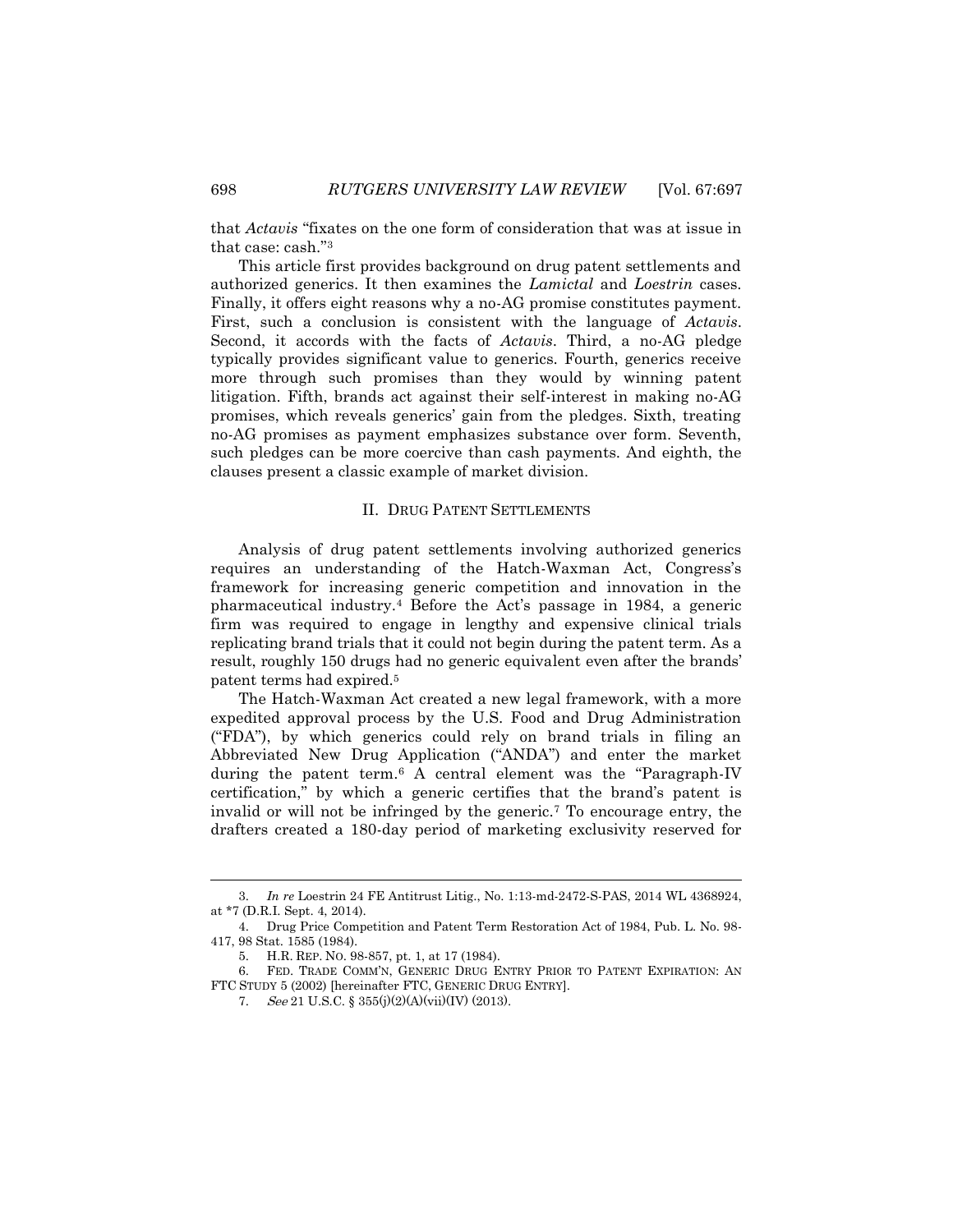that *Actavis* "fixates on the one form of consideration that was at issue in that case: cash."[3]

This article first provides background on drug patent settlements and authorized generics. It then examines the *Lamictal* and *Loestrin* cases. Finally, it offers eight reasons why a no-AG promise constitutes payment. First, such a conclusion is consistent with the language of *Actavis*. Second, it accords with the facts of *Actavis*. Third, a no-AG pledge typically provides significant value to generics. Fourth, generics receive more through such promises than they would by winning patent litigation. Fifth, brands act against their self-interest in making no-AG promises, which reveals generics' gain from the pledges. Sixth, treating no-AG promises as payment emphasizes substance over form. Seventh, such pledges can be more coercive than cash payments. And eighth, the clauses present a classic example of market division.

## II. Drug Patent Settlements

Analysis of drug patent settlements involving authorized generics requires an understanding of the Hatch-Waxman Act, Congress's framework for increasing generic competition and innovation in the pharmaceutical industry.[4] Before the Act's passage in 1984, a generic firm was required to engage in lengthy and expensive clinical trials replicating brand trials that it could not begin during the patent term. As a result, roughly 150 drugs had no generic equivalent even after the brands' patent terms had expired.[5]

The Hatch-Waxman Act created a new legal framework, with a more expedited approval process by the U.S. Food and Drug Administration ("FDA"), by which generics could rely on brand trials in filing an Abbreviated New Drug Application ("ANDA") and enter the market during the patent term.[6] A central element was the "Paragraph-IV certification," by which a generic certifies that the brand's patent is invalid or will not be infringed by the generic.[7] To encourage entry, the drafters created a 180-day period of marketing exclusivity reserved for

---

3. *In re* Loestrin 24 FE Antitrust Litig., No. 1:13-md-2472-S-PAS, 2014 WL 4368924, at *7 (D.R.I. Sept. 4, 2014).

4. Drug Price Competition and Patent Term Restoration Act of 1984, Pub. L. No. 98-417, 98 Stat. 1585 (1984).

5. H.R. REP. NO. 98-857, pt. 1, at 17 (1984).

6. FED. TRADE COMM'N, GENERIC DRUG ENTRY PRIOR TO PATENT EXPIRATION: AN FTC STUDY 5 (2002) [hereinafter FTC, GENERIC DRUG ENTRY].

7. *See* 21 U.S.C. § 355(j)(2)(A)(vii)(IV) (2013).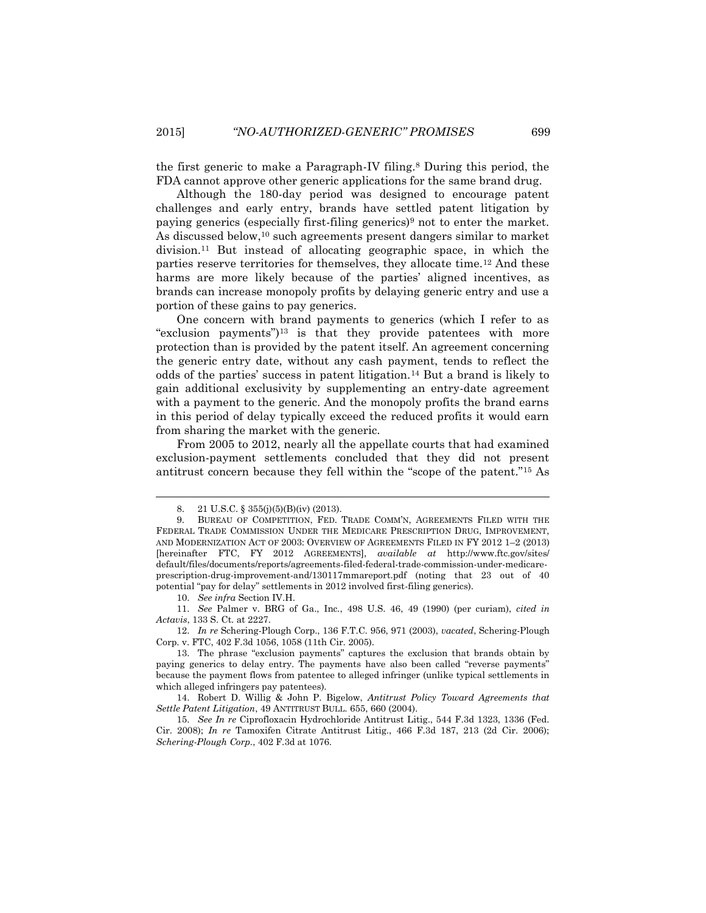the first generic to make a Paragraph-IV filing.[8] During this period, the FDA cannot approve other generic applications for the same brand drug.

Although the 180-day period was designed to encourage patent challenges and early entry, brands have settled patent litigation by paying generics (especially first-filing generics)[9] not to enter the market. As discussed below,[10] such agreements present dangers similar to market division.[11] But instead of allocating geographic space, in which the parties reserve territories for themselves, they allocate time.[12] And these harms are more likely because of the parties' aligned incentives, as brands can increase monopoly profits by delaying generic entry and use a portion of these gains to pay generics.

One concern with brand payments to generics (which I refer to as "exclusion payments")[13] is that they provide patentees with more protection than is provided by the patent itself. An agreement concerning the generic entry date, without any cash payment, tends to reflect the odds of the parties' success in patent litigation.[14] But a brand is likely to gain additional exclusivity by supplementing an entry-date agreement with a payment to the generic. And the monopoly profits the brand earns in this period of delay typically exceed the reduced profits it would earn from sharing the market with the generic.

From 2005 to 2012, nearly all the appellate courts that had examined exclusion-payment settlements concluded that they did not present antitrust concern because they fell within the "scope of the patent."[15] As

---

8. 21 U.S.C. § 355(j)(5)(B)(iv) (2013).

9. BUREAU OF COMPETITION, FED. TRADE COMM'N, AGREEMENTS FILED WITH THE FEDERAL TRADE COMMISSION UNDER THE MEDICARE PRESCRIPTION DRUG, IMPROVEMENT, AND MODERNIZATION ACT OF 2003: OVERVIEW OF AGREEMENTS FILED IN FY 2012 1–2 (2013) [hereinafter FTC, FY 2012 AGREEMENTS], *available at* http://www.ftc.gov/sites/default/files/documents/reports/agreements-filed-federal-trade-commission-under-medicare-prescription-drug-improvement-and/130117mmareport.pdf (noting that 23 out of 40 potential "pay for delay" settlements in 2012 involved first-filing generics).

10. *See infra* Section IV.H.

11. *See* Palmer v. BRG of Ga., Inc., 498 U.S. 46, 49 (1990) (per curiam), *cited in Actavis*, 133 S. Ct. at 2227.

12. *In re* Schering-Plough Corp., 136 F.T.C. 956, 971 (2003), *vacated*, Schering-Plough Corp. v. FTC, 402 F.3d 1056, 1058 (11th Cir. 2005).

13. The phrase "exclusion payments" captures the exclusion that brands obtain by paying generics to delay entry. The payments have also been called "reverse payments" because the payment flows from patentee to alleged infringer (unlike typical settlements in which alleged infringers pay patentees).

14. Robert D. Willig & John P. Bigelow, *Antitrust Policy Toward Agreements that Settle Patent Litigation*, 49 ANTITRUST BULL. 655, 660 (2004).

15. *See In re* Ciprofloxacin Hydrochloride Antitrust Litig., 544 F.3d 1323, 1336 (Fed. Cir. 2008); *In re* Tamoxifen Citrate Antitrust Litig., 466 F.3d 187, 213 (2d Cir. 2006); *Schering-Plough Corp.*, 402 F.3d at 1076.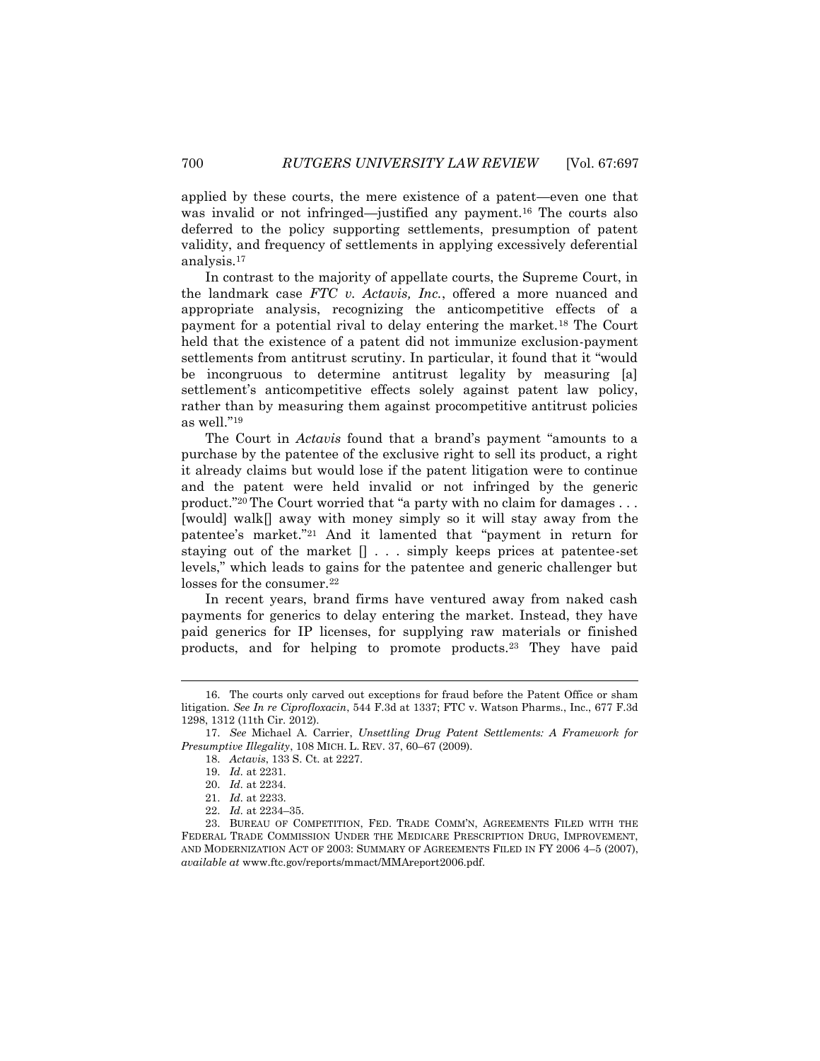applied by these courts, the mere existence of a patent—even one that was invalid or not infringed—justified any payment.[16] The courts also deferred to the policy supporting settlements, presumption of patent validity, and frequency of settlements in applying excessively deferential analysis.[17]

In contrast to the majority of appellate courts, the Supreme Court, in the landmark case *FTC v. Actavis, Inc.*, offered a more nuanced and appropriate analysis, recognizing the anticompetitive effects of a payment for a potential rival to delay entering the market.[18] The Court held that the existence of a patent did not immunize exclusion-payment settlements from antitrust scrutiny. In particular, it found that it "would be incongruous to determine antitrust legality by measuring [a] settlement's anticompetitive effects solely against patent law policy, rather than by measuring them against procompetitive antitrust policies as well."[19]

The Court in *Actavis* found that a brand's payment "amounts to a purchase by the patentee of the exclusive right to sell its product, a right it already claims but would lose if the patent litigation were to continue and the patent were held invalid or not infringed by the generic product."[20] The Court worried that "a party with no claim for damages . . . [would] walk[] away with money simply so it will stay away from the patentee's market."[21] And it lamented that "payment in return for staying out of the market [] . . . simply keeps prices at patentee-set levels," which leads to gains for the patentee and generic challenger but losses for the consumer.[22]

In recent years, brand firms have ventured away from naked cash payments for generics to delay entering the market. Instead, they have paid generics for IP licenses, for supplying raw materials or finished products, and for helping to promote products.[23] They have paid

---

16. The courts only carved out exceptions for fraud before the Patent Office or sham litigation. *See In re Ciprofloxacin*, 544 F.3d at 1337; FTC v. Watson Pharms., Inc., 677 F.3d 1298, 1312 (11th Cir. 2012).

17. *See* Michael A. Carrier, *Unsettling Drug Patent Settlements: A Framework for Presumptive Illegality*, 108 MICH. L. REV. 37, 60–67 (2009).

18. *Actavis*, 133 S. Ct. at 2227.

19. *Id.* at 2231.

20. *Id.* at 2234.

21. *Id.* at 2233.

22. *Id.* at 2234–35.

23. BUREAU OF COMPETITION, FED. TRADE COMM'N, AGREEMENTS FILED WITH THE FEDERAL TRADE COMMISSION UNDER THE MEDICARE PRESCRIPTION DRUG, IMPROVEMENT, AND MODERNIZATION ACT OF 2003: SUMMARY OF AGREEMENTS FILED IN FY 2006 4–5 (2007), *available at* www.ftc.gov/reports/mmact/MMAreport2006.pdf.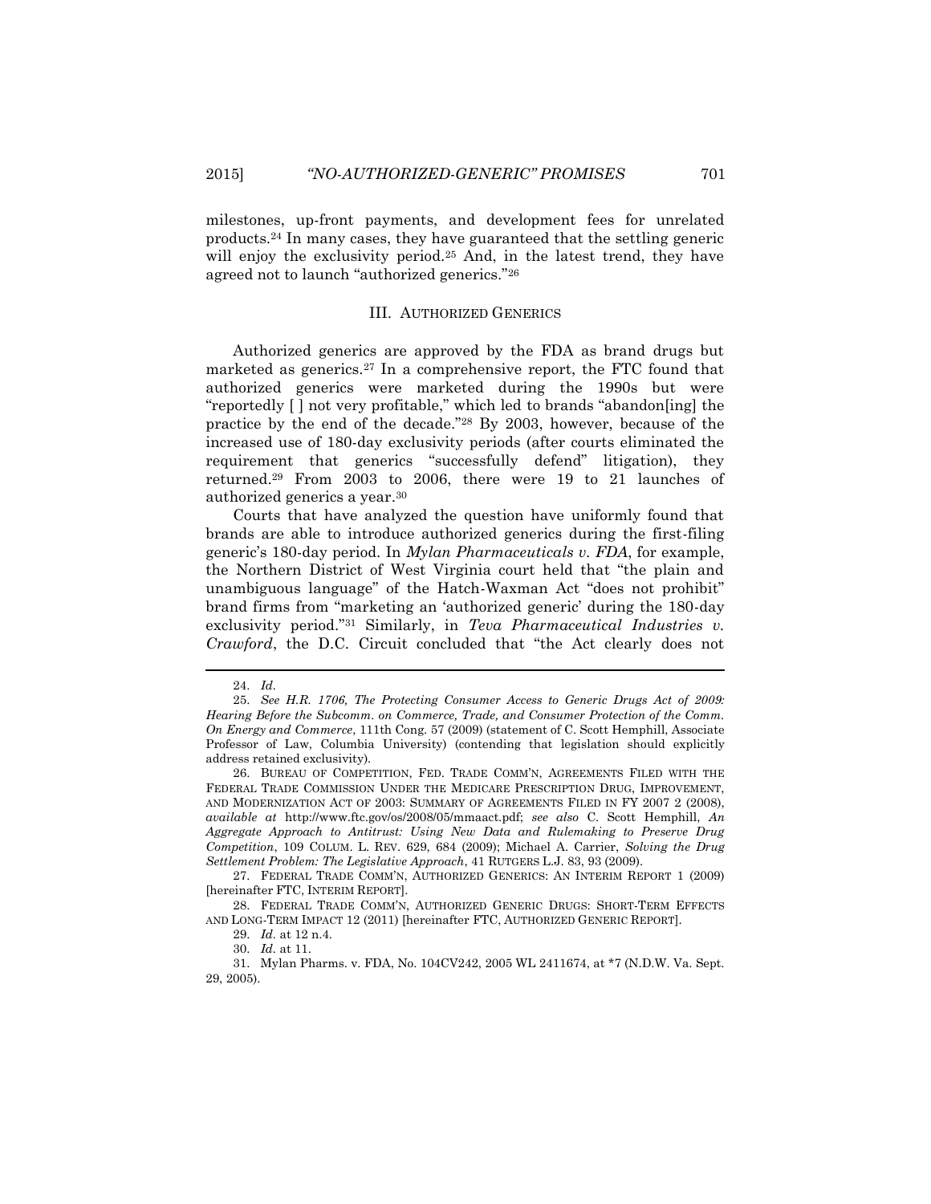milestones, up-front payments, and development fees for unrelated products.[24] In many cases, they have guaranteed that the settling generic will enjoy the exclusivity period.[25] And, in the latest trend, they have agreed not to launch "authorized generics."[26]

## III. AUTHORIZED GENERICS

Authorized generics are approved by the FDA as brand drugs but marketed as generics.[27] In a comprehensive report, the FTC found that authorized generics were marketed during the 1990s but were "reportedly [ ] not very profitable," which led to brands "abandon[ing] the practice by the end of the decade."[28] By 2003, however, because of the increased use of 180-day exclusivity periods (after courts eliminated the requirement that generics "successfully defend" litigation), they returned.[29] From 2003 to 2006, there were 19 to 21 launches of authorized generics a year.[30]

Courts that have analyzed the question have uniformly found that brands are able to introduce authorized generics during the first-filing generic's 180-day period. In *Mylan Pharmaceuticals v. FDA*, for example, the Northern District of West Virginia court held that "the plain and unambiguous language" of the Hatch-Waxman Act "does not prohibit" brand firms from "marketing an 'authorized generic' during the 180-day exclusivity period."[31] Similarly, in *Teva Pharmaceutical Industries v. Crawford*, the D.C. Circuit concluded that "the Act clearly does not

---

24. *Id.*

25. *See H.R. 1706, The Protecting Consumer Access to Generic Drugs Act of 2009: Hearing Before the Subcomm. on Commerce, Trade, and Consumer Protection of the Comm. On Energy and Commerce*, 111th Cong. 57 (2009) (statement of C. Scott Hemphill, Associate Professor of Law, Columbia University) (contending that legislation should explicitly address retained exclusivity).

26. BUREAU OF COMPETITION, FED. TRADE COMM'N, AGREEMENTS FILED WITH THE FEDERAL TRADE COMMISSION UNDER THE MEDICARE PRESCRIPTION DRUG, IMPROVEMENT, AND MODERNIZATION ACT OF 2003: SUMMARY OF AGREEMENTS FILED IN FY 2007 2 (2008), *available at* http://www.ftc.gov/os/2008/05/mmaact.pdf; *see also* C. Scott Hemphill, *An Aggregate Approach to Antitrust: Using New Data and Rulemaking to Preserve Drug Competition*, 109 COLUM. L. REV. 629, 684 (2009); Michael A. Carrier, *Solving the Drug Settlement Problem: The Legislative Approach*, 41 RUTGERS L.J. 83, 93 (2009).

27. FEDERAL TRADE COMM'N, AUTHORIZED GENERICS: AN INTERIM REPORT 1 (2009) [hereinafter FTC, INTERIM REPORT].

28. FEDERAL TRADE COMM'N, AUTHORIZED GENERIC DRUGS: SHORT-TERM EFFECTS AND LONG-TERM IMPACT 12 (2011) [hereinafter FTC, AUTHORIZED GENERIC REPORT].

29. *Id.* at 12 n.4.

30. *Id.* at 11.

31. Mylan Pharms. v. FDA, No. 104CV242, 2005 WL 2411674, at *7 (N.D.W. Va. Sept. 29, 2005).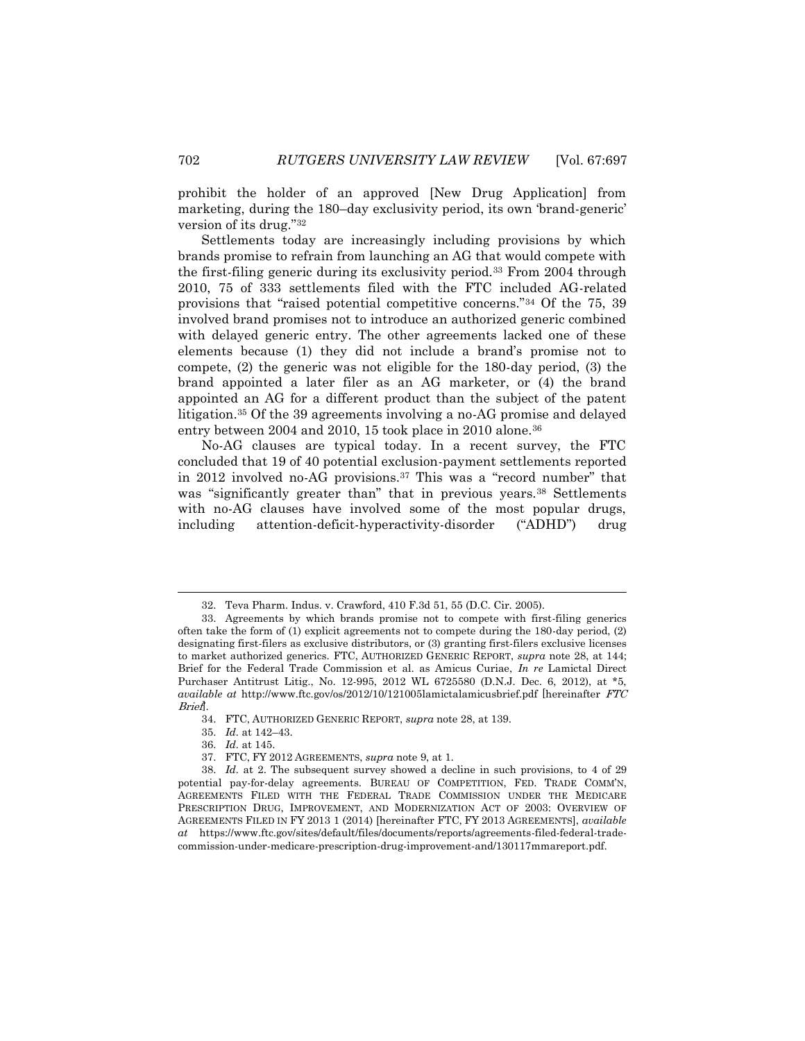prohibit the holder of an approved [New Drug Application] from marketing, during the 180–day exclusivity period, its own 'brand-generic' version of its drug."[32]

Settlements today are increasingly including provisions by which brands promise to refrain from launching an AG that would compete with the first-filing generic during its exclusivity period.[33] From 2004 through 2010, 75 of 333 settlements filed with the FTC included AG-related provisions that "raised potential competitive concerns."[34] Of the 75, 39 involved brand promises not to introduce an authorized generic combined with delayed generic entry. The other agreements lacked one of these elements because (1) they did not include a brand's promise not to compete, (2) the generic was not eligible for the 180-day period, (3) the brand appointed a later filer as an AG marketer, or (4) the brand appointed an AG for a different product than the subject of the patent litigation.[35] Of the 39 agreements involving a no-AG promise and delayed entry between 2004 and 2010, 15 took place in 2010 alone.[36]

No-AG clauses are typical today. In a recent survey, the FTC concluded that 19 of 40 potential exclusion-payment settlements reported in 2012 involved no-AG provisions.[37] This was a "record number" that was "significantly greater than" that in previous years.[38] Settlements with no-AG clauses have involved some of the most popular drugs, including attention-deficit-hyperactivity-disorder ("ADHD") drug

---

32. Teva Pharm. Indus. v. Crawford, 410 F.3d 51, 55 (D.C. Cir. 2005).

33. Agreements by which brands promise not to compete with first-filing generics often take the form of (1) explicit agreements not to compete during the 180-day period, (2) designating first-filers as exclusive distributors, or (3) granting first-filers exclusive licenses to market authorized generics. FTC, AUTHORIZED GENERIC REPORT, *supra* note 28, at 144; Brief for the Federal Trade Commission et al. as Amicus Curiae, *In re* Lamictal Direct Purchaser Antitrust Litig., No. 12-995, 2012 WL 6725580 (D.N.J. Dec. 6, 2012), at *5, *available at* http://www.ftc.gov/os/2012/10/121005lamictalamicusbrief.pdf [hereinafter *FTC Brief*].

34. FTC, AUTHORIZED GENERIC REPORT, *supra* note 28, at 139.

35. *Id.* at 142–43.

36. *Id.* at 145.

37. FTC, FY 2012 AGREEMENTS, *supra* note 9, at 1.

38. *Id.* at 2. The subsequent survey showed a decline in such provisions, to 4 of 29 potential pay-for-delay agreements. BUREAU OF COMPETITION, FED. TRADE COMM'N, AGREEMENTS FILED WITH THE FEDERAL TRADE COMMISSION UNDER THE MEDICARE PRESCRIPTION DRUG, IMPROVEMENT, AND MODERNIZATION ACT OF 2003: OVERVIEW OF AGREEMENTS FILED IN FY 2013 1 (2014) [hereinafter FTC, FY 2013 AGREEMENTS], *available at* https://www.ftc.gov/sites/default/files/documents/reports/agreements-filed-federal-trade-commission-under-medicare-prescription-drug-improvement-and/130117mmareport.pdf.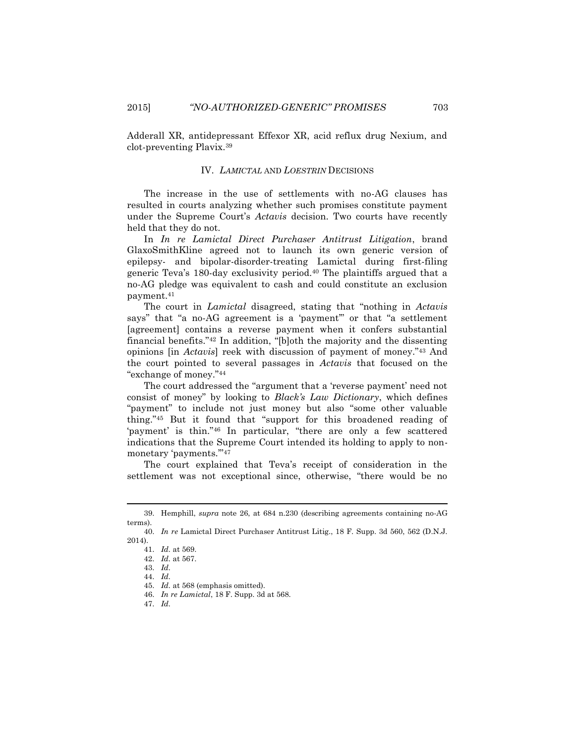Adderall XR, antidepressant Effexor XR, acid reflux drug Nexium, and clot-preventing Plavix.[39]

## IV. *LAMICTAL* AND *LOESTRIN* DECISIONS

The increase in the use of settlements with no-AG clauses has resulted in courts analyzing whether such promises constitute payment under the Supreme Court's *Actavis* decision. Two courts have recently held that they do not.

In *In re Lamictal Direct Purchaser Antitrust Litigation*, brand GlaxoSmithKline agreed not to launch its own generic version of epilepsy- and bipolar-disorder-treating Lamictal during first-filing generic Teva's 180-day exclusivity period.[40] The plaintiffs argued that a no-AG pledge was equivalent to cash and could constitute an exclusion payment.[41]

The court in *Lamictal* disagreed, stating that "nothing in *Actavis* says" that "a no-AG agreement is a 'payment'" or that "a settlement [agreement] contains a reverse payment when it confers substantial financial benefits."[42] In addition, "[b]oth the majority and the dissenting opinions [in *Actavis*] reek with discussion of payment of money."[43] And the court pointed to several passages in *Actavis* that focused on the "exchange of money."[44]

The court addressed the "argument that a 'reverse payment' need not consist of money" by looking to *Black's Law Dictionary*, which defines "payment" to include not just money but also "some other valuable thing."[45] But it found that "support for this broadened reading of 'payment' is thin."[46] In particular, "there are only a few scattered indications that the Supreme Court intended its holding to apply to non-monetary 'payments.'"[47]

The court explained that Teva's receipt of consideration in the settlement was not exceptional since, otherwise, "there would be no

---

39. Hemphill, *supra* note 26, at 684 n.230 (describing agreements containing no-AG terms).

40. *In re* Lamictal Direct Purchaser Antitrust Litig., 18 F. Supp. 3d 560, 562 (D.N.J. 2014).

41. *Id.* at 569.

42. *Id.* at 567.

43. *Id.*

44. *Id.*

45. *Id.* at 568 (emphasis omitted).

46. *In re Lamictal*, 18 F. Supp. 3d at 568.

47. *Id.*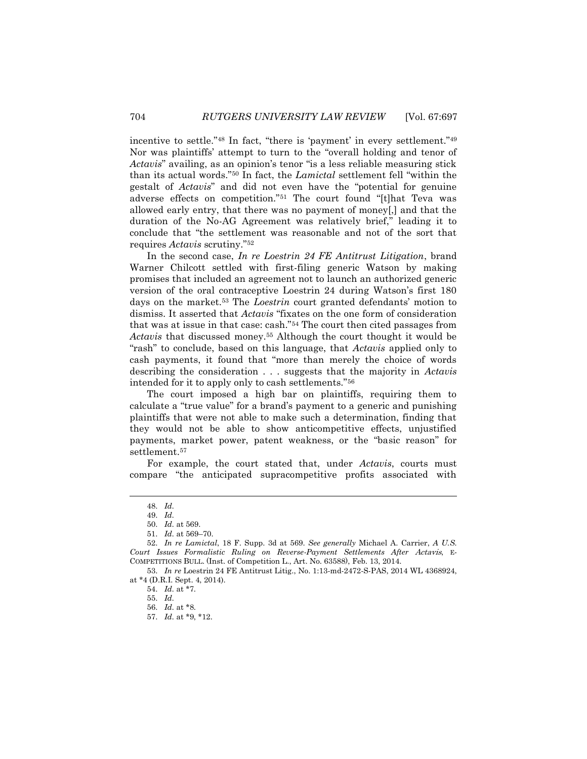incentive to settle."[48] In fact, "there is 'payment' in every settlement."[49] Nor was plaintiffs' attempt to turn to the "overall holding and tenor of *Actavis*" availing, as an opinion's tenor "is a less reliable measuring stick than its actual words."[50] In fact, the *Lamictal* settlement fell "within the gestalt of *Actavis*" and did not even have the "potential for genuine adverse effects on competition."[51] The court found "[t]hat Teva was allowed early entry, that there was no payment of money[,] and that the duration of the No-AG Agreement was relatively brief," leading it to conclude that "the settlement was reasonable and not of the sort that requires *Actavis* scrutiny."[52]

In the second case, *In re Loestrin 24 FE Antitrust Litigation*, brand Warner Chilcott settled with first-filing generic Watson by making promises that included an agreement not to launch an authorized generic version of the oral contraceptive Loestrin 24 during Watson's first 180 days on the market.[53] The *Loestrin* court granted defendants' motion to dismiss. It asserted that *Actavis* "fixates on the one form of consideration that was at issue in that case: cash."[54] The court then cited passages from *Actavis* that discussed money.[55] Although the court thought it would be "rash" to conclude, based on this language, that *Actavis* applied only to cash payments, it found that "more than merely the choice of words describing the consideration . . . suggests that the majority in *Actavis* intended for it to apply only to cash settlements."[56]

The court imposed a high bar on plaintiffs, requiring them to calculate a "true value" for a brand's payment to a generic and punishing plaintiffs that were not able to make such a determination, finding that they would not be able to show anticompetitive effects, unjustified payments, market power, patent weakness, or the "basic reason" for settlement.[57]

For example, the court stated that, under *Actavis*, courts must compare "the anticipated supracompetitive profits associated with

---

48. *Id.*

49. *Id.*

50. *Id.* at 569.

51. *Id.* at 569–70.

52. *In re Lamictal*, 18 F. Supp. 3d at 569. *See generally* Michael A. Carrier, *A U.S. Court Issues Formalistic Ruling on Reverse-Payment Settlements After Actavis*, E-COMPETITIONS BULL. (Inst. of Competition L., Art. No. 63588), Feb. 13, 2014.

53. *In re* Loestrin 24 FE Antitrust Litig., No. 1:13-md-2472-S-PAS, 2014 WL 4368924, at *4 (D.R.I. Sept. 4, 2014).

54. *Id.* at *7.

55. *Id.*

56. *Id.* at *8.

57. *Id.* at *9, *12.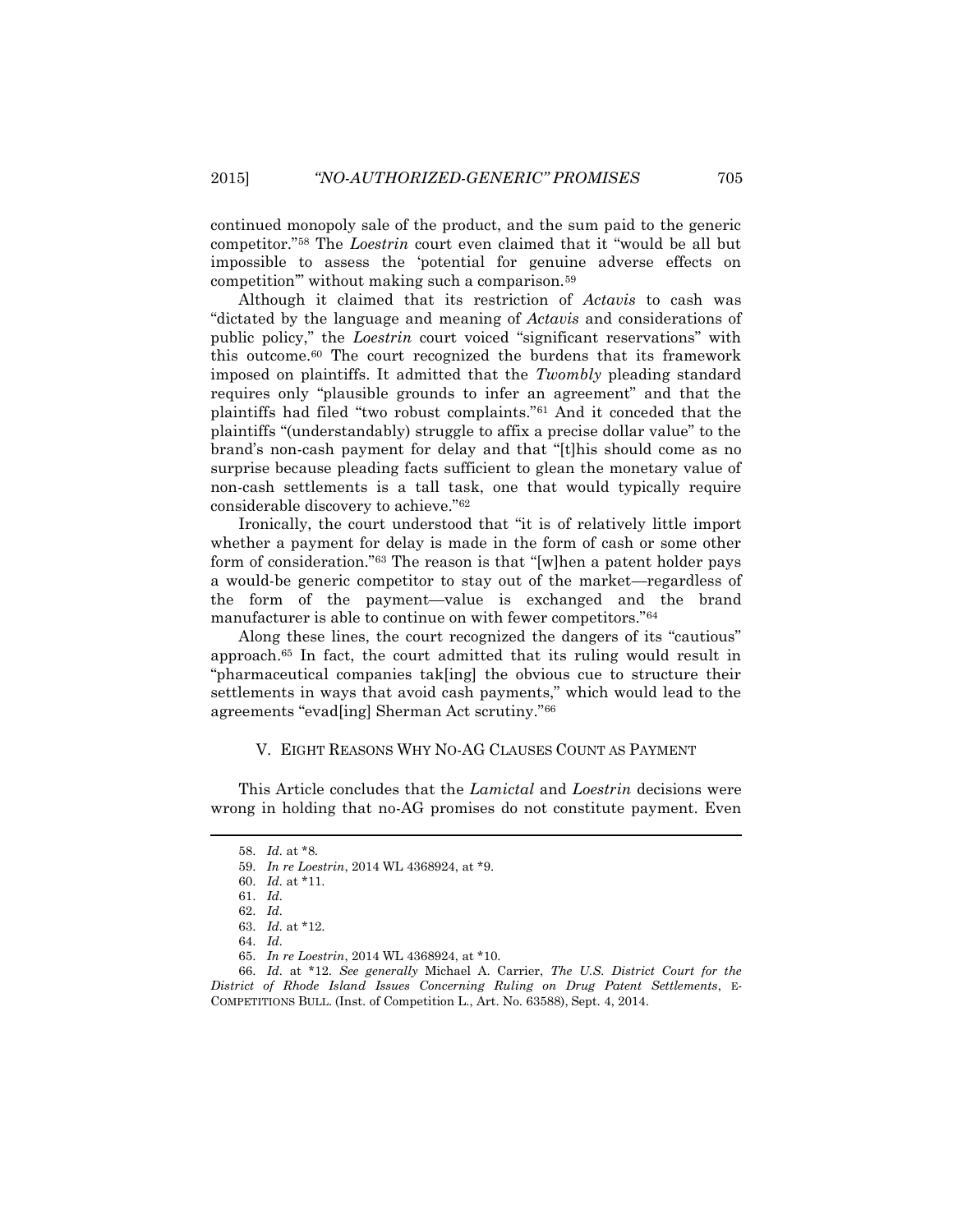continued monopoly sale of the product, and the sum paid to the generic competitor."[58] The *Loestrin* court even claimed that it "would be all but impossible to assess the 'potential for genuine adverse effects on competition'" without making such a comparison.[59]

Although it claimed that its restriction of *Actavis* to cash was "dictated by the language and meaning of *Actavis* and considerations of public policy," the *Loestrin* court voiced "significant reservations" with this outcome.[60] The court recognized the burdens that its framework imposed on plaintiffs. It admitted that the *Twombly* pleading standard requires only "plausible grounds to infer an agreement" and that the plaintiffs had filed "two robust complaints."[61] And it conceded that the plaintiffs "(understandably) struggle to affix a precise dollar value" to the brand's non-cash payment for delay and that "[t]his should come as no surprise because pleading facts sufficient to glean the monetary value of non-cash settlements is a tall task, one that would typically require considerable discovery to achieve."[62]

Ironically, the court understood that "it is of relatively little import whether a payment for delay is made in the form of cash or some other form of consideration."[63] The reason is that "[w]hen a patent holder pays a would-be generic competitor to stay out of the market—regardless of the form of the payment—value is exchanged and the brand manufacturer is able to continue on with fewer competitors."[64]

Along these lines, the court recognized the dangers of its "cautious" approach.[65] In fact, the court admitted that its ruling would result in "pharmaceutical companies tak[ing] the obvious cue to structure their settlements in ways that avoid cash payments," which would lead to the agreements "evad[ing] Sherman Act scrutiny."[66]

## V. EIGHT REASONS WHY NO-AG CLAUSES COUNT AS PAYMENT

This Article concludes that the *Lamictal* and *Loestrin* decisions were wrong in holding that no-AG promises do not constitute payment. Even

---

58. *Id.* at *8.

59. *In re Loestrin*, 2014 WL 4368924, at *9.

60. *Id.* at *11.

61. *Id.*

62. *Id.*

63. *Id.* at *12.

64. *Id.*

65. *In re Loestrin*, 2014 WL 4368924, at *10.

66. *Id.* at *12. *See generally* Michael A. Carrier, *The U.S. District Court for the District of Rhode Island Issues Concerning Ruling on Drug Patent Settlements*, E-COMPETITIONS BULL. (Inst. of Competition L., Art. No. 63588), Sept. 4, 2014.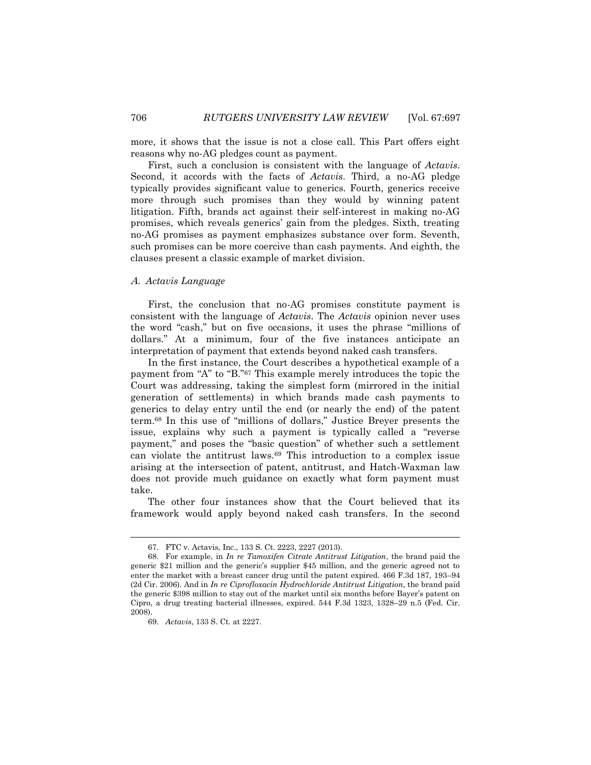more, it shows that the issue is not a close call. This Part offers eight reasons why no-AG pledges count as payment.

First, such a conclusion is consistent with the language of *Actavis*. Second, it accords with the facts of *Actavis*. Third, a no-AG pledge typically provides significant value to generics. Fourth, generics receive more through such promises than they would by winning patent litigation. Fifth, brands act against their self-interest in making no-AG promises, which reveals generics' gain from the pledges. Sixth, treating no-AG promises as payment emphasizes substance over form. Seventh, such promises can be more coercive than cash payments. And eighth, the clauses present a classic example of market division.

### *A. Actavis Language*

First, the conclusion that no-AG promises constitute payment is consistent with the language of *Actavis*. The *Actavis* opinion never uses the word "cash," but on five occasions, it uses the phrase "millions of dollars." At a minimum, four of the five instances anticipate an interpretation of payment that extends beyond naked cash transfers.

In the first instance, the Court describes a hypothetical example of a payment from "A" to "B."[67] This example merely introduces the topic the Court was addressing, taking the simplest form (mirrored in the initial generation of settlements) in which brands made cash payments to generics to delay entry until the end (or nearly the end) of the patent term.[68] In this use of "millions of dollars," Justice Breyer presents the issue, explains why such a payment is typically called a "reverse payment," and poses the "basic question" of whether such a settlement can violate the antitrust laws.[69] This introduction to a complex issue arising at the intersection of patent, antitrust, and Hatch-Waxman law does not provide much guidance on exactly what form payment must take.

The other four instances show that the Court believed that its framework would apply beyond naked cash transfers. In the second

---

67. FTC v. Actavis, Inc., 133 S. Ct. 2223, 2227 (2013).

68. For example, in *In re Tamoxifen Citrate Antitrust Litigation*, the brand paid the generic $21 million and the generic's supplier $45 million, and the generic agreed not to enter the market with a breast cancer drug until the patent expired. 466 F.3d 187, 193–94 (2d Cir. 2006). And in *In re Ciprofloxacin Hydrochloride Antitrust Litigation*, the brand paid the generic $398 million to stay out of the market until six months before Bayer's patent on Cipro, a drug treating bacterial illnesses, expired. 544 F.3d 1323, 1328–29 n.5 (Fed. Cir. 2008).

69. *Actavis*, 133 S. Ct. at 2227.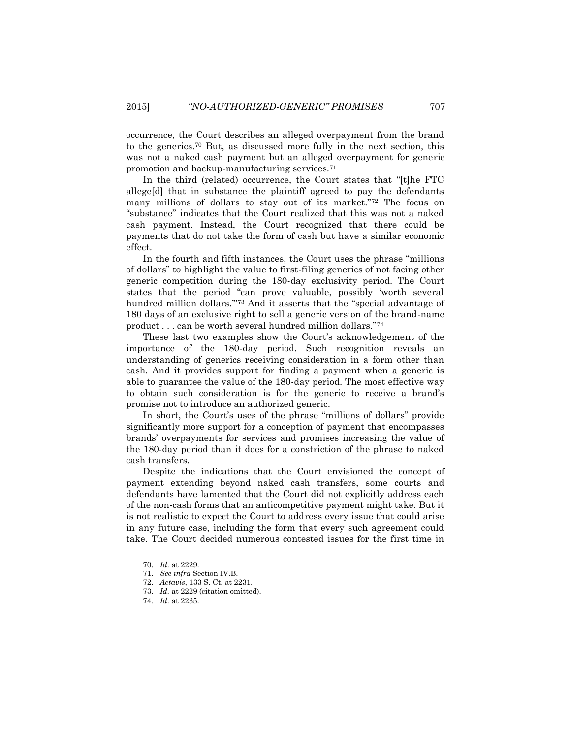occurrence, the Court describes an alleged overpayment from the brand to the generics.[70] But, as discussed more fully in the next section, this was not a naked cash payment but an alleged overpayment for generic promotion and backup-manufacturing services.[71]

In the third (related) occurrence, the Court states that "[t]he FTC allege[d] that in substance the plaintiff agreed to pay the defendants many millions of dollars to stay out of its market."[72] The focus on "substance" indicates that the Court realized that this was not a naked cash payment. Instead, the Court recognized that there could be payments that do not take the form of cash but have a similar economic effect.

In the fourth and fifth instances, the Court uses the phrase "millions of dollars" to highlight the value to first-filing generics of not facing other generic competition during the 180-day exclusivity period. The Court states that the period "can prove valuable, possibly 'worth several hundred million dollars.'"[73] And it asserts that the "special advantage of 180 days of an exclusive right to sell a generic version of the brand-name product . . . can be worth several hundred million dollars."[74]

These last two examples show the Court's acknowledgement of the importance of the 180-day period. Such recognition reveals an understanding of generics receiving consideration in a form other than cash. And it provides support for finding a payment when a generic is able to guarantee the value of the 180-day period. The most effective way to obtain such consideration is for the generic to receive a brand's promise not to introduce an authorized generic.

In short, the Court's uses of the phrase "millions of dollars" provide significantly more support for a conception of payment that encompasses brands' overpayments for services and promises increasing the value of the 180-day period than it does for a constriction of the phrase to naked cash transfers.

Despite the indications that the Court envisioned the concept of payment extending beyond naked cash transfers, some courts and defendants have lamented that the Court did not explicitly address each of the non-cash forms that an anticompetitive payment might take. But it is not realistic to expect the Court to address every issue that could arise in any future case, including the form that every such agreement could take. The Court decided numerous contested issues for the first time in

---

70. *Id.* at 2229.

71. *See infra* Section IV.B.

72. *Actavis*, 133 S. Ct. at 2231.

73. *Id.* at 2229 (citation omitted).

74. *Id.* at 2235.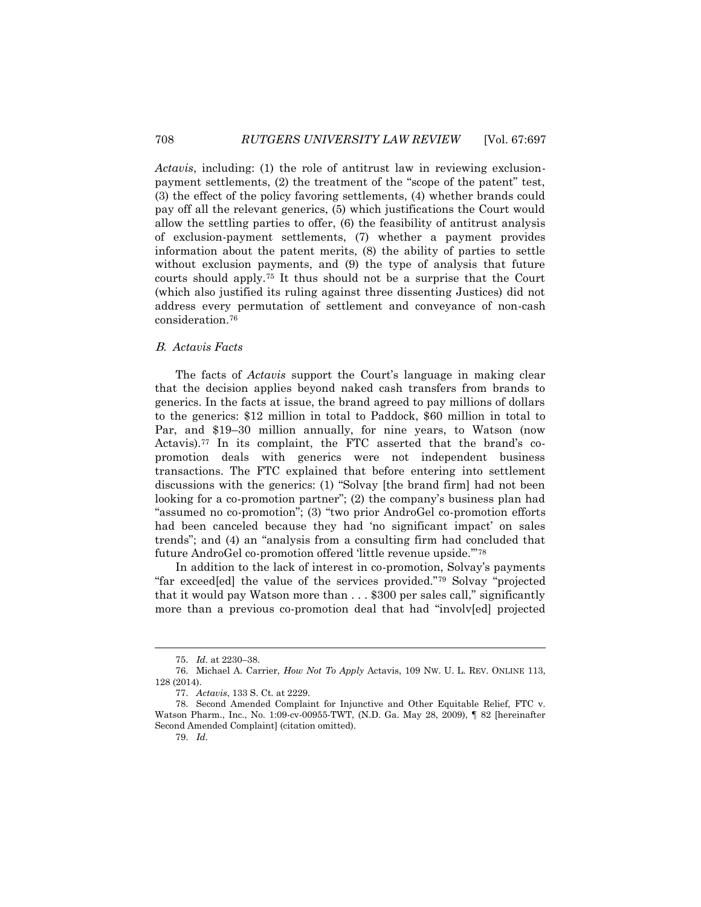*Actavis*, including: (1) the role of antitrust law in reviewing exclusion-payment settlements, (2) the treatment of the "scope of the patent" test, (3) the effect of the policy favoring settlements, (4) whether brands could pay off all the relevant generics, (5) which justifications the Court would allow the settling parties to offer, (6) the feasibility of antitrust analysis of exclusion-payment settlements, (7) whether a payment provides information about the patent merits, (8) the ability of parties to settle without exclusion payments, and (9) the type of analysis that future courts should apply.[75] It thus should not be a surprise that the Court (which also justified its ruling against three dissenting Justices) did not address every permutation of settlement and conveyance of non-cash consideration.[76]

### *B. Actavis Facts*

The facts of *Actavis* support the Court's language in making clear that the decision applies beyond naked cash transfers from brands to generics. In the facts at issue, the brand agreed to pay millions of dollars to the generics: $12 million in total to Paddock, $60 million in total to Par, and $19–30 million annually, for nine years, to Watson (now Actavis).[77] In its complaint, the FTC asserted that the brand's co-promotion deals with generics were not independent business transactions. The FTC explained that before entering into settlement discussions with the generics: (1) "Solvay [the brand firm] had not been looking for a co-promotion partner"; (2) the company's business plan had "assumed no co-promotion"; (3) "two prior AndroGel co-promotion efforts had been canceled because they had 'no significant impact' on sales trends"; and (4) an "analysis from a consulting firm had concluded that future AndroGel co-promotion offered 'little revenue upside.'"[78]

In addition to the lack of interest in co-promotion, Solvay's payments "far exceed[ed] the value of the services provided."[79] Solvay "projected that it would pay Watson more than . . . $300 per sales call," significantly more than a previous co-promotion deal that had "involv[ed] projected

---

75. *Id.* at 2230–38.

76. Michael A. Carrier, *How Not To Apply* Actavis, 109 NW. U. L. REV. ONLINE 113, 128 (2014).

77. *Actavis*, 133 S. Ct. at 2229.

78. Second Amended Complaint for Injunctive and Other Equitable Relief, FTC v. Watson Pharm., Inc., No. 1:09-cv-00955-TWT, (N.D. Ga. May 28, 2009), ¶ 82 [hereinafter Second Amended Complaint] (citation omitted).

79. *Id.*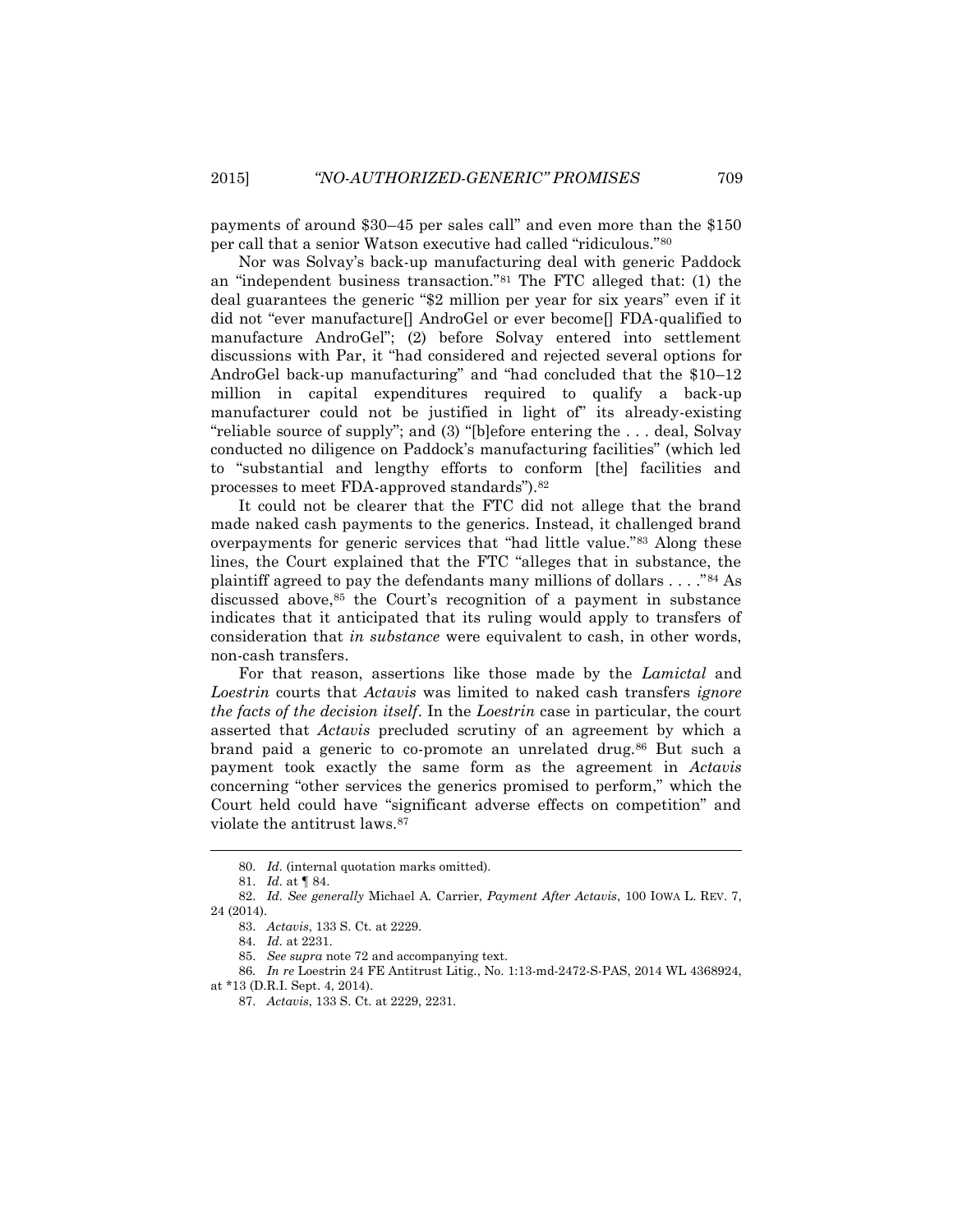payments of around $30–45 per sales call" and even more than the $150 per call that a senior Watson executive had called "ridiculous."[80]

Nor was Solvay's back-up manufacturing deal with generic Paddock an "independent business transaction."[81] The FTC alleged that: (1) the deal guarantees the generic "$2 million per year for six years" even if it did not "ever manufacture[] AndroGel or ever become[] FDA-qualified to manufacture AndroGel"; (2) before Solvay entered into settlement discussions with Par, it "had considered and rejected several options for AndroGel back-up manufacturing" and "had concluded that the $10–12 million in capital expenditures required to qualify a back-up manufacturer could not be justified in light of" its already-existing "reliable source of supply"; and (3) "[b]efore entering the . . . deal, Solvay conducted no diligence on Paddock's manufacturing facilities" (which led to "substantial and lengthy efforts to conform [the] facilities and processes to meet FDA-approved standards").[82]

It could not be clearer that the FTC did not allege that the brand made naked cash payments to the generics. Instead, it challenged brand overpayments for generic services that "had little value."[83] Along these lines, the Court explained that the FTC "alleges that in substance, the plaintiff agreed to pay the defendants many millions of dollars . . . ."[84] As discussed above,[85] the Court's recognition of a payment in substance indicates that it anticipated that its ruling would apply to transfers of consideration that *in substance* were equivalent to cash, in other words, non-cash transfers.

For that reason, assertions like those made by the *Lamictal* and *Loestrin* courts that *Actavis* was limited to naked cash transfers *ignore the facts of the decision itself*. In the *Loestrin* case in particular, the court asserted that *Actavis* precluded scrutiny of an agreement by which a brand paid a generic to co-promote an unrelated drug.[86] But such a payment took exactly the same form as the agreement in *Actavis* concerning "other services the generics promised to perform," which the Court held could have "significant adverse effects on competition" and violate the antitrust laws.[87]

---

80. *Id.* (internal quotation marks omitted).

81. *Id.* at ¶ 84.

82. *Id. See generally* Michael A. Carrier, *Payment After Actavis*, 100 IOWA L. REV. 7, 24 (2014).

83. *Actavis*, 133 S. Ct. at 2229.

84. *Id.* at 2231.

85. *See supra* note 72 and accompanying text.

86. *In re* Loestrin 24 FE Antitrust Litig., No. 1:13-md-2472-S-PAS, 2014 WL 4368924, at *13 (D.R.I. Sept. 4, 2014).

87. *Actavis*, 133 S. Ct. at 2229, 2231.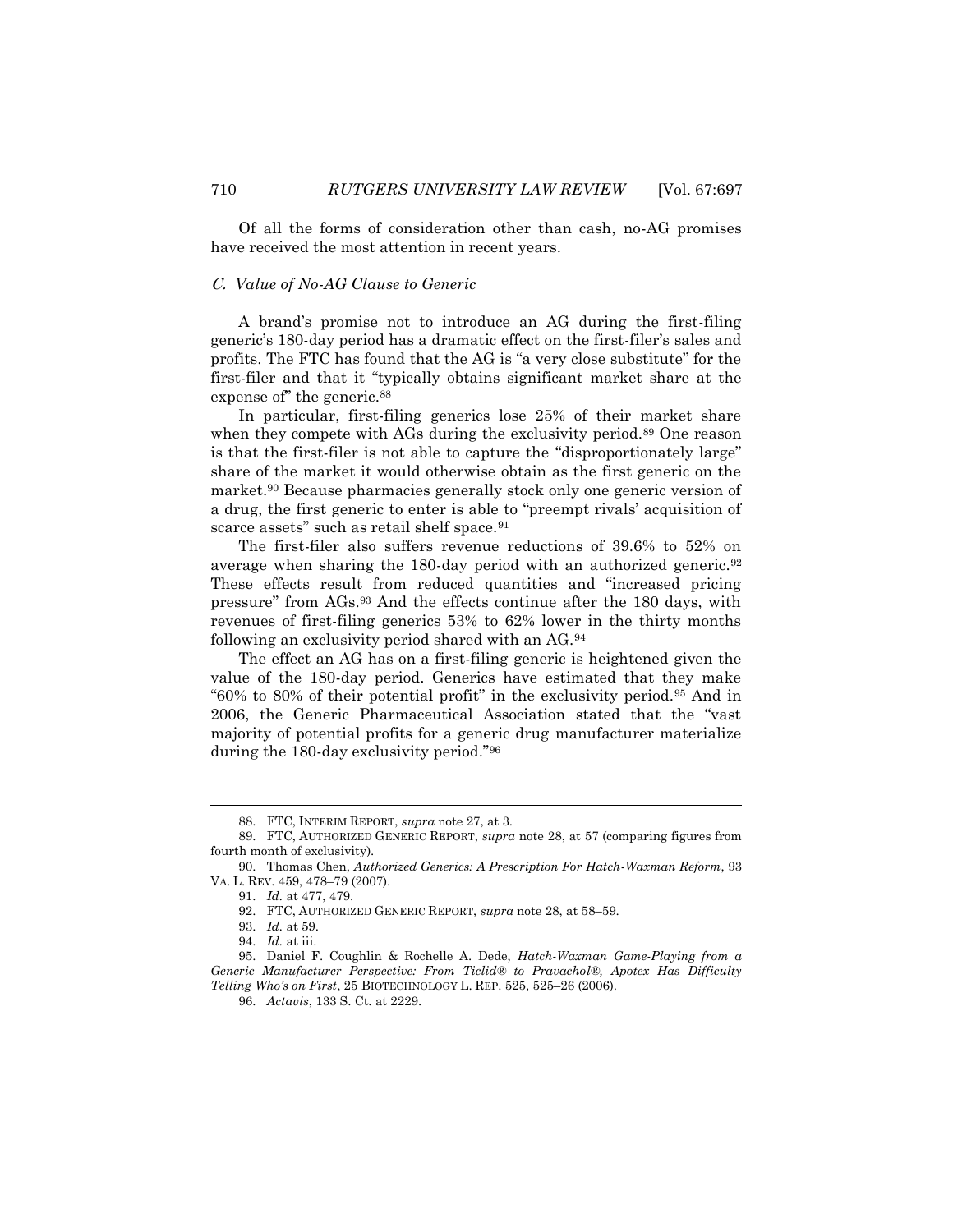Of all the forms of consideration other than cash, no-AG promises have received the most attention in recent years.

### *C. Value of No-AG Clause to Generic*

A brand's promise not to introduce an AG during the first-filing generic's 180-day period has a dramatic effect on the first-filer's sales and profits. The FTC has found that the AG is "a very close substitute" for the first-filer and that it "typically obtains significant market share at the expense of" the generic.[88]

In particular, first-filing generics lose 25% of their market share when they compete with AGs during the exclusivity period.[89] One reason is that the first-filer is not able to capture the "disproportionately large" share of the market it would otherwise obtain as the first generic on the market.[90] Because pharmacies generally stock only one generic version of a drug, the first generic to enter is able to "preempt rivals' acquisition of scarce assets" such as retail shelf space.[91]

The first-filer also suffers revenue reductions of 39.6% to 52% on average when sharing the 180-day period with an authorized generic.[92] These effects result from reduced quantities and "increased pricing pressure" from AGs.[93] And the effects continue after the 180 days, with revenues of first-filing generics 53% to 62% lower in the thirty months following an exclusivity period shared with an AG.[94]

The effect an AG has on a first-filing generic is heightened given the value of the 180-day period. Generics have estimated that they make "60% to 80% of their potential profit" in the exclusivity period.[95] And in 2006, the Generic Pharmaceutical Association stated that the "vast majority of potential profits for a generic drug manufacturer materialize during the 180-day exclusivity period."[96]

---

88. FTC, INTERIM REPORT, *supra* note 27, at 3.

89. FTC, AUTHORIZED GENERIC REPORT, *supra* note 28, at 57 (comparing figures from fourth month of exclusivity).

90. Thomas Chen, *Authorized Generics: A Prescription For Hatch-Waxman Reform*, 93 VA. L. REV. 459, 478–79 (2007).

91. *Id.* at 477, 479.

92. FTC, AUTHORIZED GENERIC REPORT, *supra* note 28, at 58–59.

93. *Id.* at 59.

94. *Id.* at iii.

95. Daniel F. Coughlin & Rochelle A. Dede, *Hatch-Waxman Game-Playing from a Generic Manufacturer Perspective: From Ticlid® to Pravachol®, Apotex Has Difficulty Telling Who's on First*, 25 BIOTECHNOLOGY L. REP. 525, 525–26 (2006).

96. *Actavis*, 133 S. Ct. at 2229.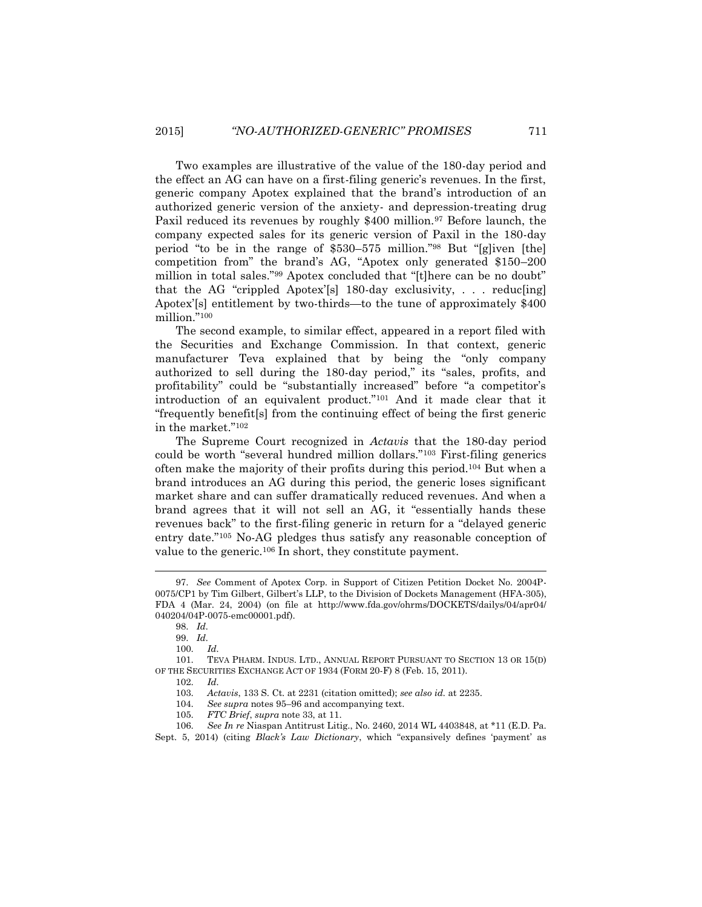Two examples are illustrative of the value of the 180-day period and the effect an AG can have on a first-filing generic's revenues. In the first, generic company Apotex explained that the brand's introduction of an authorized generic version of the anxiety- and depression-treating drug Paxil reduced its revenues by roughly $400 million.[97] Before launch, the company expected sales for its generic version of Paxil in the 180-day period "to be in the range of $530–575 million."[98] But "[g]iven [the] competition from" the brand's AG, "Apotex only generated $150–200 million in total sales."[99] Apotex concluded that "[t]here can be no doubt" that the AG "crippled Apotex'[s] 180-day exclusivity, . . . reduc[ing] Apotex'[s] entitlement by two-thirds—to the tune of approximately $400 million."[100]

The second example, to similar effect, appeared in a report filed with the Securities and Exchange Commission. In that context, generic manufacturer Teva explained that by being the "only company authorized to sell during the 180-day period," its "sales, profits, and profitability" could be "substantially increased" before "a competitor's introduction of an equivalent product."[101] And it made clear that it "frequently benefit[s] from the continuing effect of being the first generic in the market."[102]

The Supreme Court recognized in *Actavis* that the 180-day period could be worth "several hundred million dollars."[103] First-filing generics often make the majority of their profits during this period.[104] But when a brand introduces an AG during this period, the generic loses significant market share and can suffer dramatically reduced revenues. And when a brand agrees that it will not sell an AG, it "essentially hands these revenues back" to the first-filing generic in return for a "delayed generic entry date."[105] No-AG pledges thus satisfy any reasonable conception of value to the generic.[106] In short, they constitute payment.

---

97. *See* Comment of Apotex Corp. in Support of Citizen Petition Docket No. 2004P-0075/CP1 by Tim Gilbert, Gilbert's LLP, to the Division of Dockets Management (HFA-305), FDA 4 (Mar. 24, 2004) (on file at http://www.fda.gov/ohrms/DOCKETS/dailys/04/apr04/040204/04P-0075-emc00001.pdf).

98. *Id.*

99. *Id.*

100. *Id.*

101. TEVA PHARM. INDUS. LTD., ANNUAL REPORT PURSUANT TO SECTION 13 OR 15(D) OF THE SECURITIES EXCHANGE ACT OF 1934 (FORM 20-F) 8 (Feb. 15, 2011).

102. *Id.*

103. *Actavis*, 133 S. Ct. at 2231 (citation omitted); *see also id.* at 2235.

104. *See supra* notes 95–96 and accompanying text.

105. *FTC Brief*, *supra* note 33, at 11.

106. *See In re* Niaspan Antitrust Litig., No. 2460, 2014 WL 4403848, at *11 (E.D. Pa. Sept. 5, 2014) (citing *Black's Law Dictionary*, which "expansively defines 'payment' as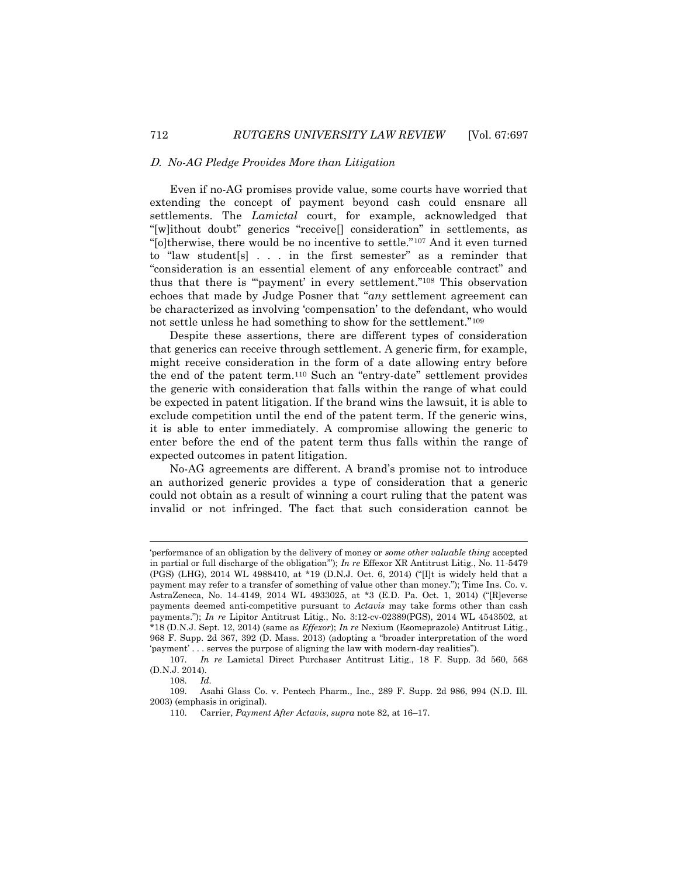### *D. No-AG Pledge Provides More than Litigation*

Even if no-AG promises provide value, some courts have worried that extending the concept of payment beyond cash could ensnare all settlements. The *Lamictal* court, for example, acknowledged that "[w]ithout doubt" generics "receive[] consideration" in settlements, as "[o]therwise, there would be no incentive to settle."[107] And it even turned to "law student[s] . . . in the first semester" as a reminder that "consideration is an essential element of any enforceable contract" and thus that there is "'payment' in every settlement."[108] This observation echoes that made by Judge Posner that "*any* settlement agreement can be characterized as involving 'compensation' to the defendant, who would not settle unless he had something to show for the settlement."[109]

Despite these assertions, there are different types of consideration that generics can receive through settlement. A generic firm, for example, might receive consideration in the form of a date allowing entry before the end of the patent term.[110] Such an "entry-date" settlement provides the generic with consideration that falls within the range of what could be expected in patent litigation. If the brand wins the lawsuit, it is able to exclude competition until the end of the patent term. If the generic wins, it is able to enter immediately. A compromise allowing the generic to enter before the end of the patent term thus falls within the range of expected outcomes in patent litigation.

No-AG agreements are different. A brand's promise not to introduce an authorized generic provides a type of consideration that a generic could not obtain as a result of winning a court ruling that the patent was invalid or not infringed. The fact that such consideration cannot be

---

'performance of an obligation by the delivery of money or *some other valuable thing* accepted in partial or full discharge of the obligation'"); *In re* Effexor XR Antitrust Litig., No. 11-5479 (PGS) (LHG), 2014 WL 4988410, at *19 (D.N.J. Oct. 6, 2014) ("[I]t is widely held that a payment may refer to a transfer of something of value other than money."); Time Ins. Co. v. AstraZeneca, No. 14-4149, 2014 WL 4933025, at *3 (E.D. Pa. Oct. 1, 2014) ("[R]everse payments deemed anti-competitive pursuant to *Actavis* may take forms other than cash payments."); *In re* Lipitor Antitrust Litig., No. 3:12-cv-02389(PGS), 2014 WL 4543502, at *18 (D.N.J. Sept. 12, 2014) (same as *Effexor*); *In re* Nexium (Esomeprazole) Antitrust Litig., 968 F. Supp. 2d 367, 392 (D. Mass. 2013) (adopting a "broader interpretation of the word 'payment' . . . serves the purpose of aligning the law with modern-day realities").

107. *In re* Lamictal Direct Purchaser Antitrust Litig., 18 F. Supp. 3d 560, 568 (D.N.J. 2014).

108. *Id.*

109. Asahi Glass Co. v. Pentech Pharm., Inc., 289 F. Supp. 2d 986, 994 (N.D. Ill. 2003) (emphasis in original).

110. Carrier, *Payment After Actavis*, *supra* note 82, at 16–17.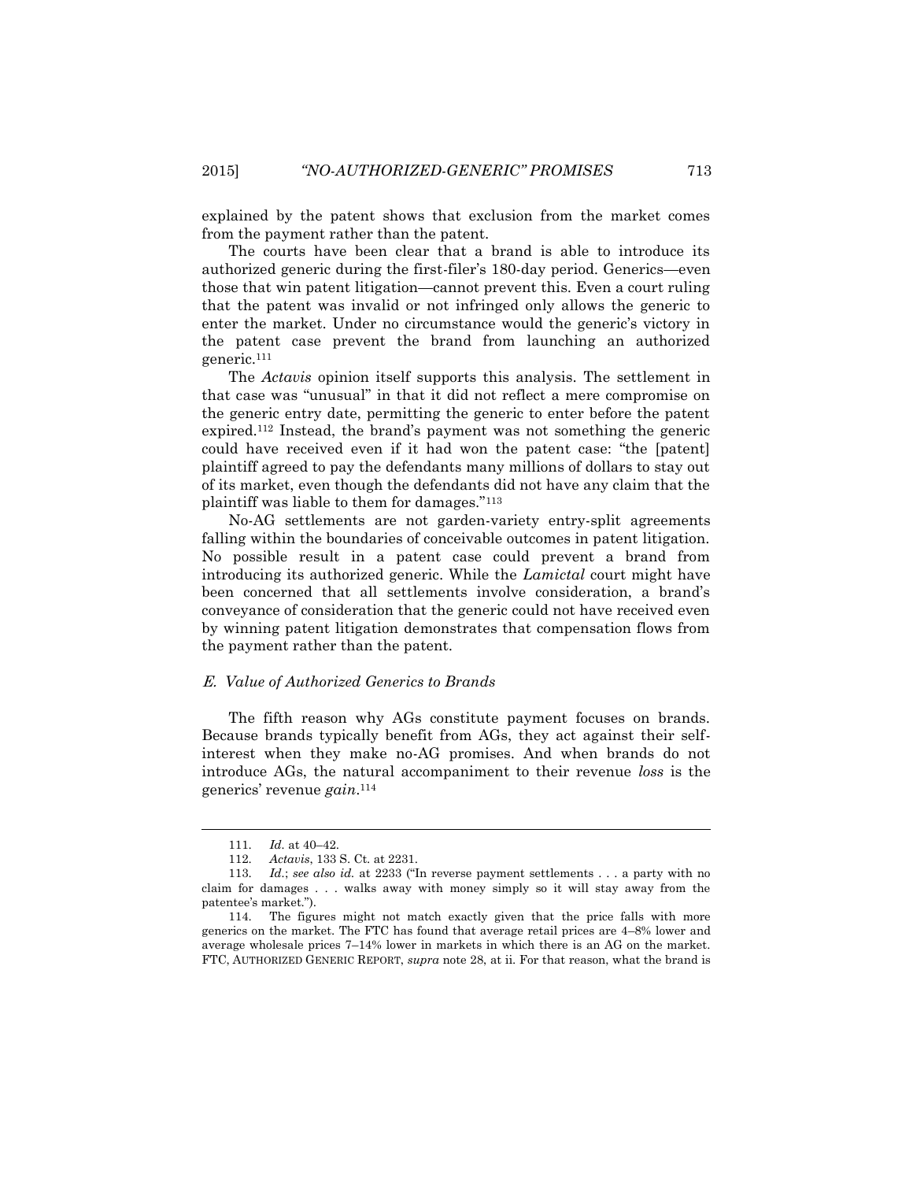explained by the patent shows that exclusion from the market comes from the payment rather than the patent.

The courts have been clear that a brand is able to introduce its authorized generic during the first-filer's 180-day period. Generics—even those that win patent litigation—cannot prevent this. Even a court ruling that the patent was invalid or not infringed only allows the generic to enter the market. Under no circumstance would the generic's victory in the patent case prevent the brand from launching an authorized generic.[111]

The *Actavis* opinion itself supports this analysis. The settlement in that case was "unusual" in that it did not reflect a mere compromise on the generic entry date, permitting the generic to enter before the patent expired.[112] Instead, the brand's payment was not something the generic could have received even if it had won the patent case: "the [patent] plaintiff agreed to pay the defendants many millions of dollars to stay out of its market, even though the defendants did not have any claim that the plaintiff was liable to them for damages."[113]

No-AG settlements are not garden-variety entry-split agreements falling within the boundaries of conceivable outcomes in patent litigation. No possible result in a patent case could prevent a brand from introducing its authorized generic. While the *Lamictal* court might have been concerned that all settlements involve consideration, a brand's conveyance of consideration that the generic could not have received even by winning patent litigation demonstrates that compensation flows from the payment rather than the patent.

### *E. Value of Authorized Generics to Brands*

The fifth reason why AGs constitute payment focuses on brands. Because brands typically benefit from AGs, they act against their self-interest when they make no-AG promises. And when brands do not introduce AGs, the natural accompaniment to their revenue *loss* is the generics' revenue *gain*.[114]

---

111. *Id.* at 40–42.

112. *Actavis*, 133 S. Ct. at 2231.

113. *Id.*; *see also id.* at 2233 ("In reverse payment settlements . . . a party with no claim for damages . . . walks away with money simply so it will stay away from the patentee's market.").

114. The figures might not match exactly given that the price falls with more generics on the market. The FTC has found that average retail prices are 4–8% lower and average wholesale prices 7–14% lower in markets in which there is an AG on the market. FTC, AUTHORIZED GENERIC REPORT, *supra* note 28, at ii. For that reason, what the brand is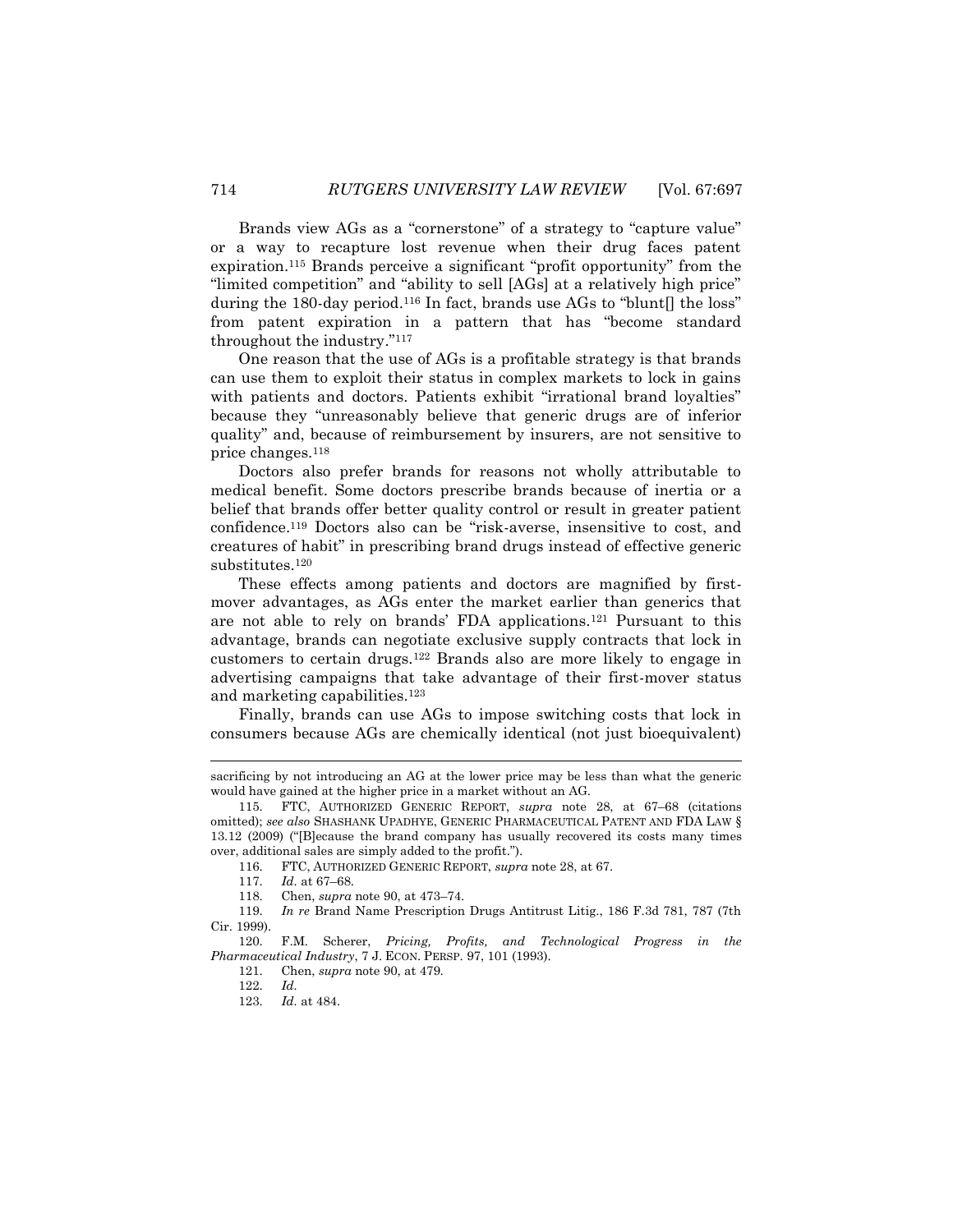Brands view AGs as a "cornerstone" of a strategy to "capture value" or a way to recapture lost revenue when their drug faces patent expiration.[115] Brands perceive a significant "profit opportunity" from the "limited competition" and "ability to sell [AGs] at a relatively high price" during the 180-day period.[116] In fact, brands use AGs to "blunt[] the loss" from patent expiration in a pattern that has "become standard throughout the industry."[117]

One reason that the use of AGs is a profitable strategy is that brands can use them to exploit their status in complex markets to lock in gains with patients and doctors. Patients exhibit "irrational brand loyalties" because they "unreasonably believe that generic drugs are of inferior quality" and, because of reimbursement by insurers, are not sensitive to price changes.[118]

Doctors also prefer brands for reasons not wholly attributable to medical benefit. Some doctors prescribe brands because of inertia or a belief that brands offer better quality control or result in greater patient confidence.[119] Doctors also can be "risk-averse, insensitive to cost, and creatures of habit" in prescribing brand drugs instead of effective generic substitutes.[120]

These effects among patients and doctors are magnified by first-mover advantages, as AGs enter the market earlier than generics that are not able to rely on brands' FDA applications.[121] Pursuant to this advantage, brands can negotiate exclusive supply contracts that lock in customers to certain drugs.[122] Brands also are more likely to engage in advertising campaigns that take advantage of their first-mover status and marketing capabilities.[123]

Finally, brands can use AGs to impose switching costs that lock in consumers because AGs are chemically identical (not just bioequivalent)

---

sacrificing by not introducing an AG at the lower price may be less than what the generic would have gained at the higher price in a market without an AG.

115. FTC, AUTHORIZED GENERIC REPORT, *supra* note 28, at 67–68 (citations omitted); *see also* SHASHANK UPADHYE, GENERIC PHARMACEUTICAL PATENT AND FDA LAW § 13.12 (2009) ("[B]ecause the brand company has usually recovered its costs many times over, additional sales are simply added to the profit.").

116. FTC, AUTHORIZED GENERIC REPORT, *supra* note 28, at 67.

117. *Id.* at 67–68.

118. Chen, *supra* note 90, at 473–74.

119. *In re* Brand Name Prescription Drugs Antitrust Litig., 186 F.3d 781, 787 (7th Cir. 1999).

120. F.M. Scherer, *Pricing, Profits, and Technological Progress in the Pharmaceutical Industry*, 7 J. ECON. PERSP. 97, 101 (1993).

121. Chen, *supra* note 90, at 479.

122. *Id.*

123. *Id.* at 484.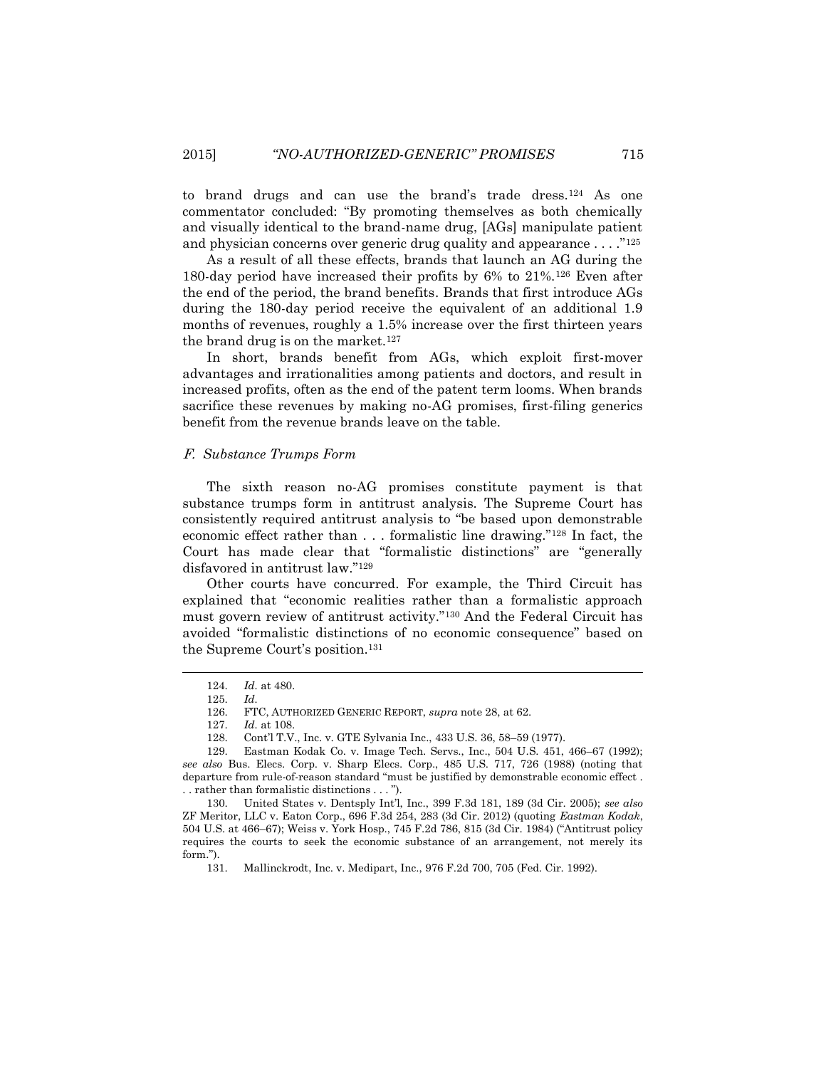to brand drugs and can use the brand's trade dress.[124] As one commentator concluded: "By promoting themselves as both chemically and visually identical to the brand-name drug, [AGs] manipulate patient and physician concerns over generic drug quality and appearance . . . ."[125]

As a result of all these effects, brands that launch an AG during the 180-day period have increased their profits by 6% to 21%.[126] Even after the end of the period, the brand benefits. Brands that first introduce AGs during the 180-day period receive the equivalent of an additional 1.9 months of revenues, roughly a 1.5% increase over the first thirteen years the brand drug is on the market.[127]

In short, brands benefit from AGs, which exploit first-mover advantages and irrationalities among patients and doctors, and result in increased profits, often as the end of the patent term looms. When brands sacrifice these revenues by making no-AG promises, first-filing generics benefit from the revenue brands leave on the table.

### *F. Substance Trumps Form*

The sixth reason no-AG promises constitute payment is that substance trumps form in antitrust analysis. The Supreme Court has consistently required antitrust analysis to "be based upon demonstrable economic effect rather than . . . formalistic line drawing."[128] In fact, the Court has made clear that "formalistic distinctions" are "generally disfavored in antitrust law."[129]

Other courts have concurred. For example, the Third Circuit has explained that "economic realities rather than a formalistic approach must govern review of antitrust activity."[130] And the Federal Circuit has avoided "formalistic distinctions of no economic consequence" based on the Supreme Court's position.[131]

---

124. *Id.* at 480.

125. *Id.*

126. FTC, AUTHORIZED GENERIC REPORT, *supra* note 28, at 62.

127. *Id.* at 108.

128. Cont'l T.V., Inc. v. GTE Sylvania Inc., 433 U.S. 36, 58–59 (1977).

129. Eastman Kodak Co. v. Image Tech. Servs., Inc., 504 U.S. 451, 466–67 (1992); *see also* Bus. Elecs. Corp. v. Sharp Elecs. Corp., 485 U.S. 717, 726 (1988) (noting that departure from rule-of-reason standard "must be justified by demonstrable economic effect . . . rather than formalistic distinctions . . . ").

130. United States v. Dentsply Int'l, Inc., 399 F.3d 181, 189 (3d Cir. 2005); *see also* ZF Meritor, LLC v. Eaton Corp., 696 F.3d 254, 283 (3d Cir. 2012) (quoting *Eastman Kodak*, 504 U.S. at 466–67); Weiss v. York Hosp., 745 F.2d 786, 815 (3d Cir. 1984) ("Antitrust policy requires the courts to seek the economic substance of an arrangement, not merely its form.").

131. Mallinckrodt, Inc. v. Medipart, Inc., 976 F.2d 700, 705 (Fed. Cir. 1992).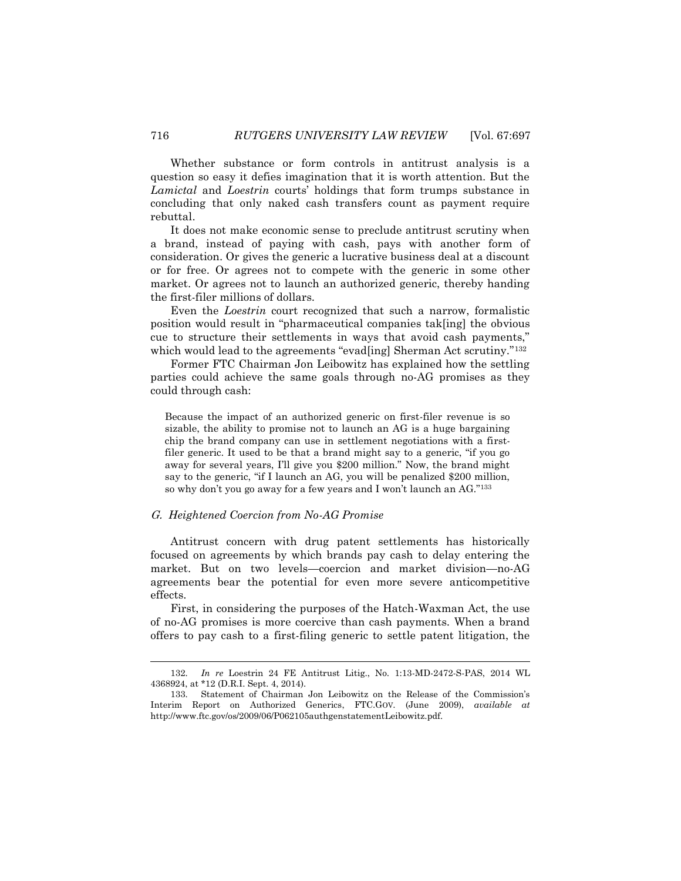Whether substance or form controls in antitrust analysis is a question so easy it defies imagination that it is worth attention. But the *Lamictal* and *Loestrin* courts' holdings that form trumps substance in concluding that only naked cash transfers count as payment require rebuttal.

It does not make economic sense to preclude antitrust scrutiny when a brand, instead of paying with cash, pays with another form of consideration. Or gives the generic a lucrative business deal at a discount or for free. Or agrees not to compete with the generic in some other market. Or agrees not to launch an authorized generic, thereby handing the first-filer millions of dollars.

Even the *Loestrin* court recognized that such a narrow, formalistic position would result in "pharmaceutical companies tak[ing] the obvious cue to structure their settlements in ways that avoid cash payments," which would lead to the agreements "evad[ing] Sherman Act scrutiny."[132]

Former FTC Chairman Jon Leibowitz has explained how the settling parties could achieve the same goals through no-AG promises as they could through cash:

> Because the impact of an authorized generic on first-filer revenue is so sizable, the ability to promise not to launch an AG is a huge bargaining chip the brand company can use in settlement negotiations with a first-filer generic. It used to be that a brand might say to a generic, "if you go away for several years, I'll give you $200 million." Now, the brand might say to the generic, "if I launch an AG, you will be penalized $200 million, so why don't you go away for a few years and I won't launch an AG."[133]

### *G. Heightened Coercion from No-AG Promise*

Antitrust concern with drug patent settlements has historically focused on agreements by which brands pay cash to delay entering the market. But on two levels—coercion and market division—no-AG agreements bear the potential for even more severe anticompetitive effects.

First, in considering the purposes of the Hatch-Waxman Act, the use of no-AG promises is more coercive than cash payments. When a brand offers to pay cash to a first-filing generic to settle patent litigation, the

---

132. *In re* Loestrin 24 FE Antitrust Litig., No. 1:13-MD-2472-S-PAS, 2014 WL 4368924, at *12 (D.R.I. Sept. 4, 2014).

133. Statement of Chairman Jon Leibowitz on the Release of the Commission's Interim Report on Authorized Generics, FTC.GOV. (June 2009), *available at* http://www.ftc.gov/os/2009/06/P062105authgenstatementLeibowitz.pdf.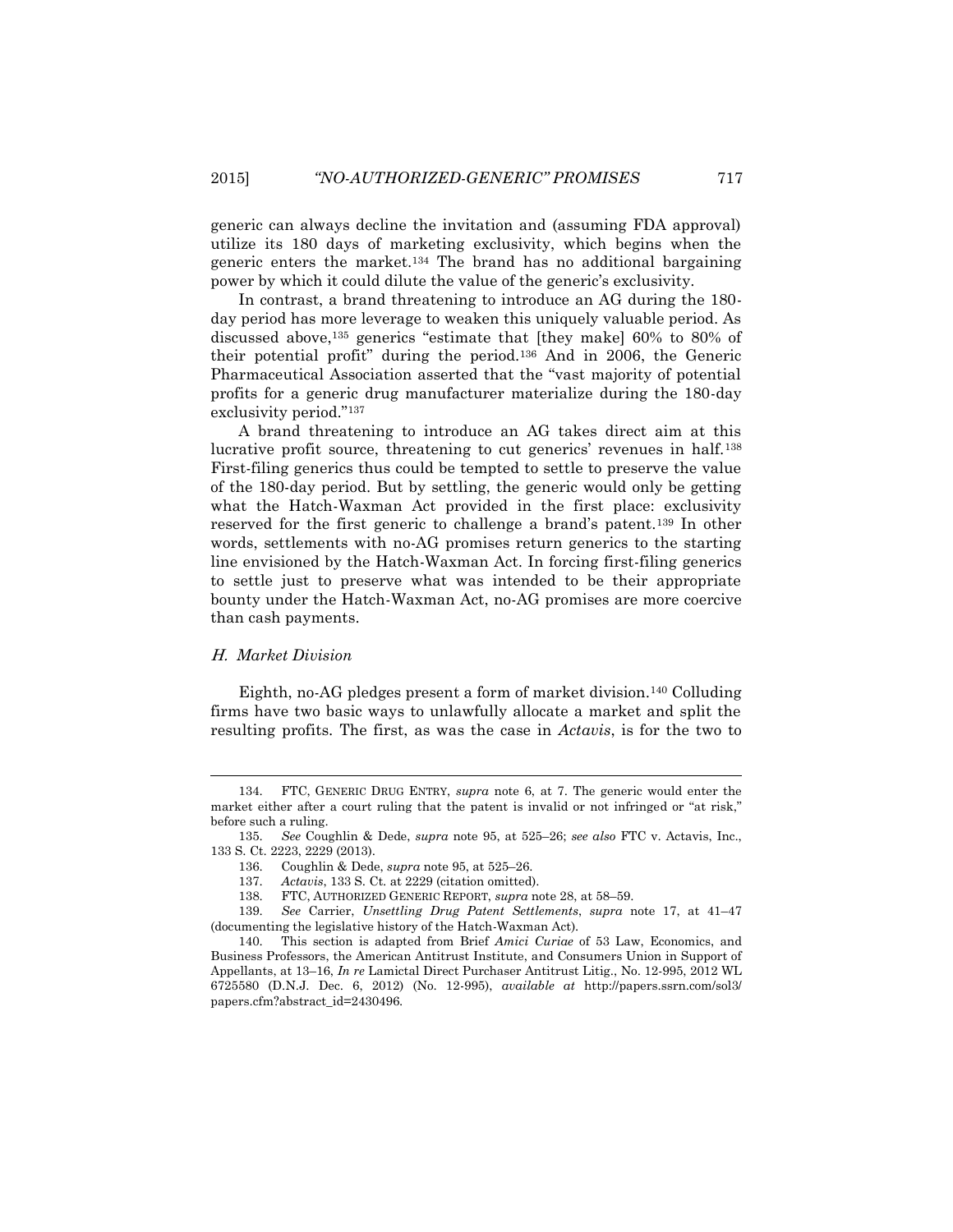generic can always decline the invitation and (assuming FDA approval) utilize its 180 days of marketing exclusivity, which begins when the generic enters the market.[134] The brand has no additional bargaining power by which it could dilute the value of the generic's exclusivity.

In contrast, a brand threatening to introduce an AG during the 180-day period has more leverage to weaken this uniquely valuable period. As discussed above,[135] generics "estimate that [they make] 60% to 80% of their potential profit" during the period.[136] And in 2006, the Generic Pharmaceutical Association asserted that the "vast majority of potential profits for a generic drug manufacturer materialize during the 180-day exclusivity period."[137]

A brand threatening to introduce an AG takes direct aim at this lucrative profit source, threatening to cut generics' revenues in half.[138] First-filing generics thus could be tempted to settle to preserve the value of the 180-day period. But by settling, the generic would only be getting what the Hatch-Waxman Act provided in the first place: exclusivity reserved for the first generic to challenge a brand's patent.[139] In other words, settlements with no-AG promises return generics to the starting line envisioned by the Hatch-Waxman Act. In forcing first-filing generics to settle just to preserve what was intended to be their appropriate bounty under the Hatch-Waxman Act, no-AG promises are more coercive than cash payments.

### *H. Market Division*

Eighth, no-AG pledges present a form of market division.[140] Colluding firms have two basic ways to unlawfully allocate a market and split the resulting profits. The first, as was the case in *Actavis*, is for the two to

---

134. FTC, GENERIC DRUG ENTRY, *supra* note 6, at 7. The generic would enter the market either after a court ruling that the patent is invalid or not infringed or "at risk," before such a ruling.

135. *See* Coughlin & Dede, *supra* note 95, at 525–26; *see also* FTC v. Actavis, Inc., 133 S. Ct. 2223, 2229 (2013).

136. Coughlin & Dede, *supra* note 95, at 525–26.

137. *Actavis*, 133 S. Ct. at 2229 (citation omitted).

138. FTC, AUTHORIZED GENERIC REPORT, *supra* note 28, at 58–59.

139. *See* Carrier, *Unsettling Drug Patent Settlements*, *supra* note 17, at 41–47 (documenting the legislative history of the Hatch-Waxman Act).

140. This section is adapted from Brief *Amici Curiae* of 53 Law, Economics, and Business Professors, the American Antitrust Institute, and Consumers Union in Support of Appellants, at 13–16, *In re* Lamictal Direct Purchaser Antitrust Litig., No. 12-995, 2012 WL 6725580 (D.N.J. Dec. 6, 2012) (No. 12-995), *available at* http://papers.ssrn.com/sol3/papers.cfm?abstract_id=2430496.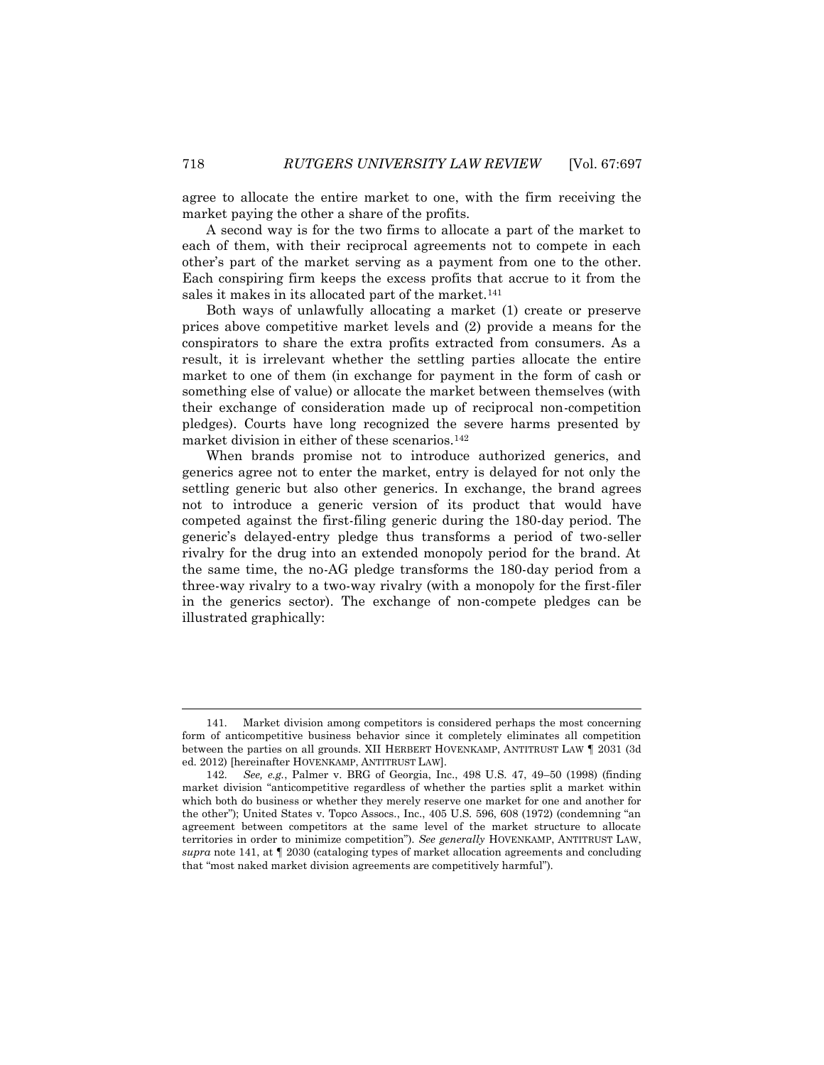agree to allocate the entire market to one, with the firm receiving the market paying the other a share of the profits.

A second way is for the two firms to allocate a part of the market to each of them, with their reciprocal agreements not to compete in each other's part of the market serving as a payment from one to the other. Each conspiring firm keeps the excess profits that accrue to it from the sales it makes in its allocated part of the market.[141]

Both ways of unlawfully allocating a market (1) create or preserve prices above competitive market levels and (2) provide a means for the conspirators to share the extra profits extracted from consumers. As a result, it is irrelevant whether the settling parties allocate the entire market to one of them (in exchange for payment in the form of cash or something else of value) or allocate the market between themselves (with their exchange of consideration made up of reciprocal non-competition pledges). Courts have long recognized the severe harms presented by market division in either of these scenarios.[142]

When brands promise not to introduce authorized generics, and generics agree not to enter the market, entry is delayed for not only the settling generic but also other generics. In exchange, the brand agrees not to introduce a generic version of its product that would have competed against the first-filing generic during the 180-day period. The generic's delayed-entry pledge thus transforms a period of two-seller rivalry for the drug into an extended monopoly period for the brand. At the same time, the no-AG pledge transforms the 180-day period from a three-way rivalry to a two-way rivalry (with a monopoly for the first-filer in the generics sector). The exchange of non-compete pledges can be illustrated graphically:

---

141. Market division among competitors is considered perhaps the most concerning form of anticompetitive business behavior since it completely eliminates all competition between the parties on all grounds. XII HERBERT HOVENKAMP, ANTITRUST LAW ¶ 2031 (3d ed. 2012) [hereinafter HOVENKAMP, ANTITRUST LAW].

142. *See, e.g.*, Palmer v. BRG of Georgia, Inc., 498 U.S. 47, 49–50 (1998) (finding market division "anticompetitive regardless of whether the parties split a market within which both do business or whether they merely reserve one market for one and another for the other"); United States v. Topco Assocs., Inc., 405 U.S. 596, 608 (1972) (condemning "an agreement between competitors at the same level of the market structure to allocate territories in order to minimize competition"). *See generally* HOVENKAMP, ANTITRUST LAW, *supra* note 141, at ¶ 2030 (cataloging types of market allocation agreements and concluding that "most naked market division agreements are competitively harmful").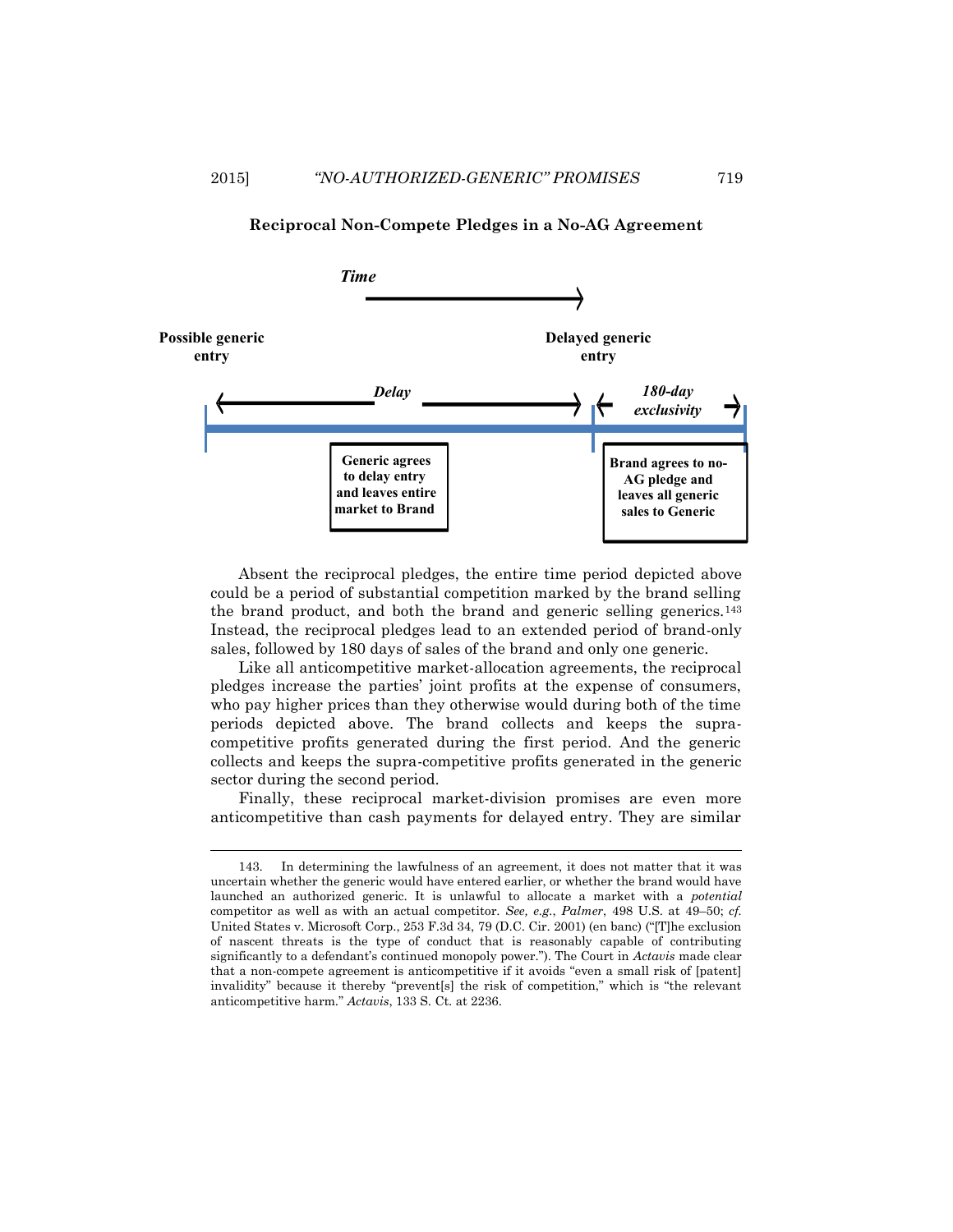**Reciprocal Non-Compete Pledges in a No-AG Agreement**

*Time*

Possible generic entry

Delayed generic entry

*Delay*

*180-day exclusivity*

**Generic agrees to delay entry and leaves entire market to Brand**

**Brand agrees to no-AG pledge and leaves all generic sales to Generic**

Absent the reciprocal pledges, the entire time period depicted above could be a period of substantial competition marked by the brand selling the brand product, and both the brand and generic selling generics.[143] Instead, the reciprocal pledges lead to an extended period of brand-only sales, followed by 180 days of sales of the brand and only one generic.

Like all anticompetitive market-allocation agreements, the reciprocal pledges increase the parties' joint profits at the expense of consumers, who pay higher prices than they otherwise would during both of the time periods depicted above. The brand collects and keeps the supra-competitive profits generated during the first period. And the generic collects and keeps the supra-competitive profits generated in the generic sector during the second period.

Finally, these reciprocal market-division promises are even more anticompetitive than cash payments for delayed entry. They are similar

---

143. In determining the lawfulness of an agreement, it does not matter that it was uncertain whether the generic would have entered earlier, or whether the brand would have launched an authorized generic. It is unlawful to allocate a market with a *potential* competitor as well as with an actual competitor. *See, e.g.*, *Palmer*, 498 U.S. at 49–50; *cf.* United States v. Microsoft Corp., 253 F.3d 34, 79 (D.C. Cir. 2001) (en banc) ("[T]he exclusion of nascent threats is the type of conduct that is reasonably capable of contributing significantly to a defendant's continued monopoly power."). The Court in *Actavis* made clear that a non-compete agreement is anticompetitive if it avoids "even a small risk of [patent] invalidity" because it thereby "prevent[s] the risk of competition," which is "the relevant anticompetitive harm." *Actavis*, 133 S. Ct. at 2236.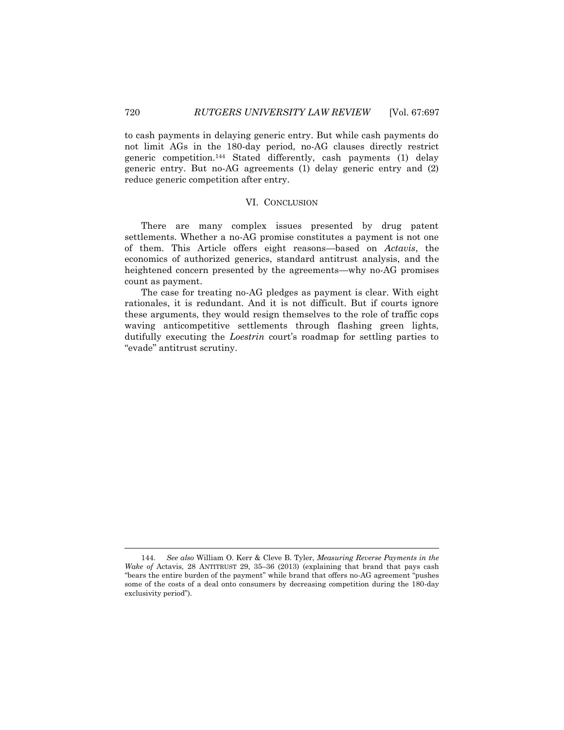to cash payments in delaying generic entry. But while cash payments do not limit AGs in the 180-day period, no-AG clauses directly restrict generic competition.[144] Stated differently, cash payments (1) delay generic entry. But no-AG agreements (1) delay generic entry and (2) reduce generic competition after entry.

## VI. CONCLUSION

There are many complex issues presented by drug patent settlements. Whether a no-AG promise constitutes a payment is not one of them. This Article offers eight reasons—based on *Actavis*, the economics of authorized generics, standard antitrust analysis, and the heightened concern presented by the agreements—why no-AG promises count as payment.

The case for treating no-AG pledges as payment is clear. With eight rationales, it is redundant. And it is not difficult. But if courts ignore these arguments, they would resign themselves to the role of traffic cops waving anticompetitive settlements through flashing green lights, dutifully executing the *Loestrin* court's roadmap for settling parties to "evade" antitrust scrutiny.

---

144. *See also* William O. Kerr & Cleve B. Tyler, *Measuring Reverse Payments in the Wake of* Actavis, 28 ANTITRUST 29, 35–36 (2013) (explaining that brand that pays cash "bears the entire burden of the payment" while brand that offers no-AG agreement "pushes some of the costs of a deal onto consumers by decreasing competition during the 180-day exclusivity period").